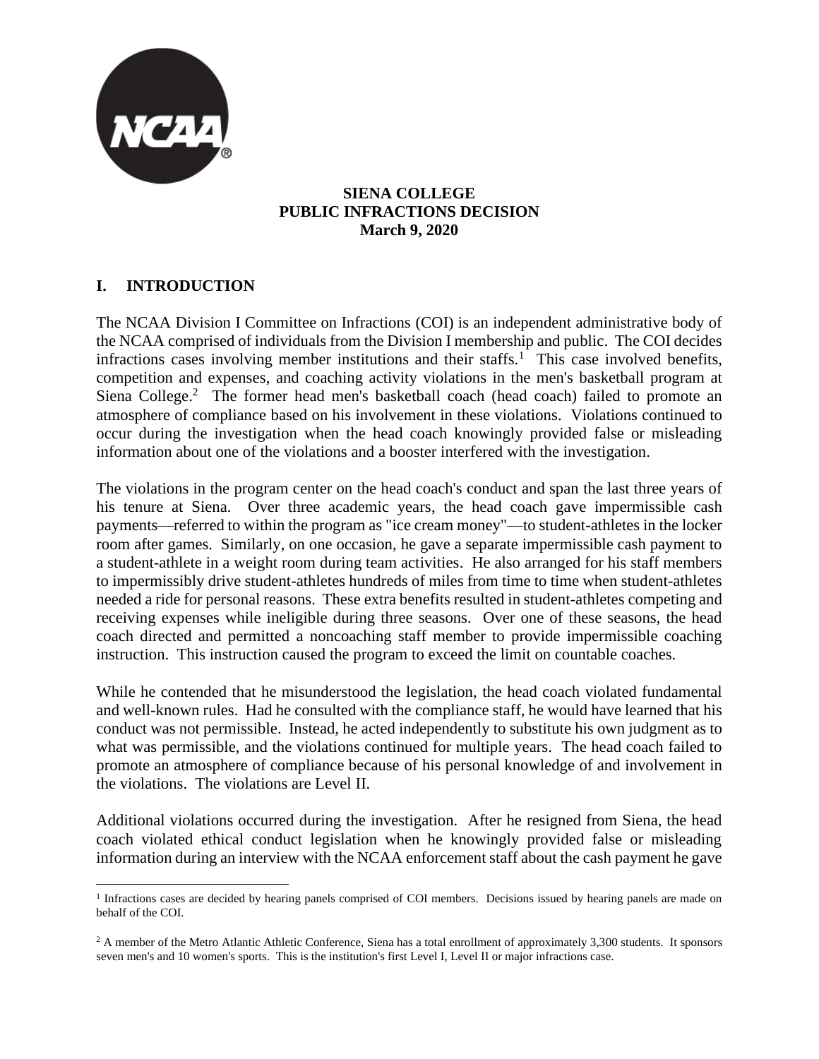**SIENA COLLEGE**
**PUBLIC INFRACTIONS DECISION**
**March 9, 2020**

## I. INTRODUCTION

The NCAA Division I Committee on Infractions (COI) is an independent administrative body of the NCAA comprised of individuals from the Division I membership and public. The COI decides infractions cases involving member institutions and their staffs.[1] This case involved benefits, competition and expenses, and coaching activity violations in the men's basketball program at Siena College.[2] The former head men's basketball coach (head coach) failed to promote an atmosphere of compliance based on his involvement in these violations. Violations continued to occur during the investigation when the head coach knowingly provided false or misleading information about one of the violations and a booster interfered with the investigation.

The violations in the program center on the head coach's conduct and span the last three years of his tenure at Siena. Over three academic years, the head coach gave impermissible cash payments—referred to within the program as "ice cream money"—to student-athletes in the locker room after games. Similarly, on one occasion, he gave a separate impermissible cash payment to a student-athlete in a weight room during team activities. He also arranged for his staff members to impermissibly drive student-athletes hundreds of miles from time to time when student-athletes needed a ride for personal reasons. These extra benefits resulted in student-athletes competing and receiving expenses while ineligible during three seasons. Over one of these seasons, the head coach directed and permitted a noncoaching staff member to provide impermissible coaching instruction. This instruction caused the program to exceed the limit on countable coaches.

While he contended that he misunderstood the legislation, the head coach violated fundamental and well-known rules. Had he consulted with the compliance staff, he would have learned that his conduct was not permissible. Instead, he acted independently to substitute his own judgment as to what was permissible, and the violations continued for multiple years. The head coach failed to promote an atmosphere of compliance because of his personal knowledge of and involvement in the violations. The violations are Level II.

Additional violations occurred during the investigation. After he resigned from Siena, the head coach violated ethical conduct legislation when he knowingly provided false or misleading information during an interview with the NCAA enforcement staff about the cash payment he gave

---

[1] Infractions cases are decided by hearing panels comprised of COI members. Decisions issued by hearing panels are made on behalf of the COI.

[2] A member of the Metro Atlantic Athletic Conference, Siena has a total enrollment of approximately 3,300 students. It sponsors seven men's and 10 women's sports. This is the institution's first Level I, Level II or major infractions case.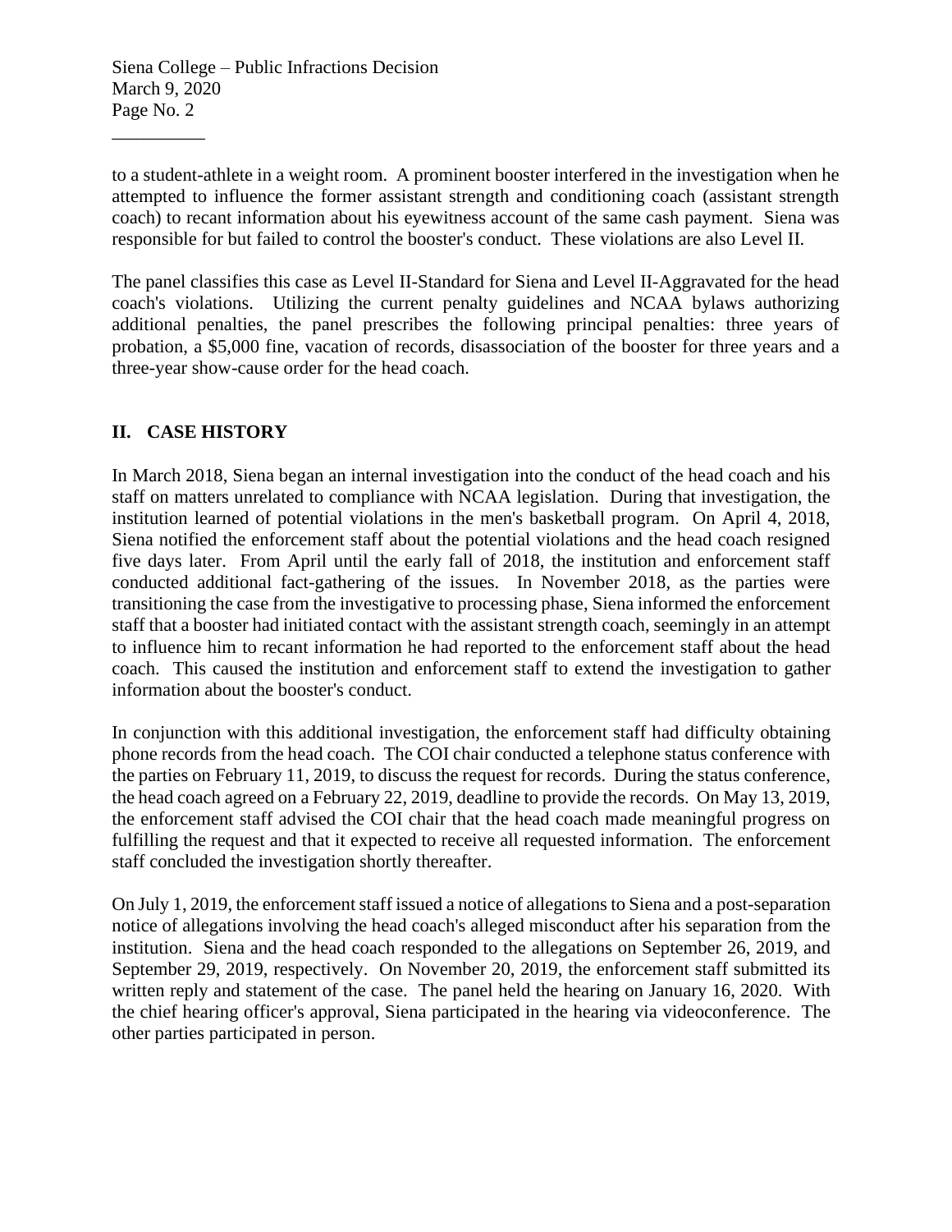to a student-athlete in a weight room. A prominent booster interfered in the investigation when he attempted to influence the former assistant strength and conditioning coach (assistant strength coach) to recant information about his eyewitness account of the same cash payment. Siena was responsible for but failed to control the booster's conduct. These violations are also Level II.

The panel classifies this case as Level II-Standard for Siena and Level II-Aggravated for the head coach's violations. Utilizing the current penalty guidelines and NCAA bylaws authorizing additional penalties, the panel prescribes the following principal penalties: three years of probation, a $5,000 fine, vacation of records, disassociation of the booster for three years and a three-year show-cause order for the head coach.

## II. CASE HISTORY

In March 2018, Siena began an internal investigation into the conduct of the head coach and his staff on matters unrelated to compliance with NCAA legislation. During that investigation, the institution learned of potential violations in the men's basketball program. On April 4, 2018, Siena notified the enforcement staff about the potential violations and the head coach resigned five days later. From April until the early fall of 2018, the institution and enforcement staff conducted additional fact-gathering of the issues. In November 2018, as the parties were transitioning the case from the investigative to processing phase, Siena informed the enforcement staff that a booster had initiated contact with the assistant strength coach, seemingly in an attempt to influence him to recant information he had reported to the enforcement staff about the head coach. This caused the institution and enforcement staff to extend the investigation to gather information about the booster's conduct.

In conjunction with this additional investigation, the enforcement staff had difficulty obtaining phone records from the head coach. The COI chair conducted a telephone status conference with the parties on February 11, 2019, to discuss the request for records. During the status conference, the head coach agreed on a February 22, 2019, deadline to provide the records. On May 13, 2019, the enforcement staff advised the COI chair that the head coach made meaningful progress on fulfilling the request and that it expected to receive all requested information. The enforcement staff concluded the investigation shortly thereafter.

On July 1, 2019, the enforcement staff issued a notice of allegations to Siena and a post-separation notice of allegations involving the head coach's alleged misconduct after his separation from the institution. Siena and the head coach responded to the allegations on September 26, 2019, and September 29, 2019, respectively. On November 20, 2019, the enforcement staff submitted its written reply and statement of the case. The panel held the hearing on January 16, 2020. With the chief hearing officer's approval, Siena participated in the hearing via videoconference. The other parties participated in person.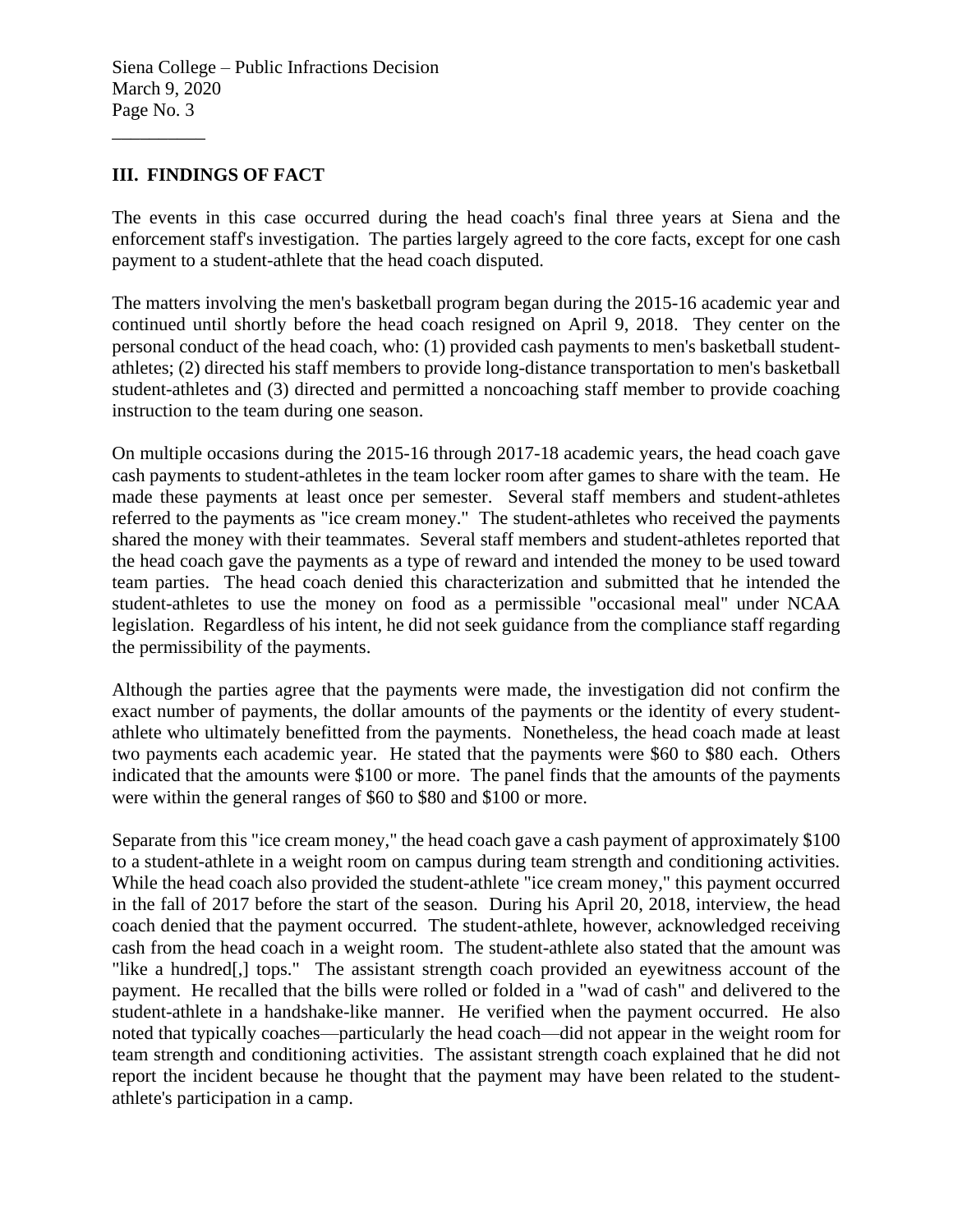## III. FINDINGS OF FACT

The events in this case occurred during the head coach's final three years at Siena and the enforcement staff's investigation. The parties largely agreed to the core facts, except for one cash payment to a student-athlete that the head coach disputed.

The matters involving the men's basketball program began during the 2015-16 academic year and continued until shortly before the head coach resigned on April 9, 2018. They center on the personal conduct of the head coach, who: (1) provided cash payments to men's basketball student-athletes; (2) directed his staff members to provide long-distance transportation to men's basketball student-athletes and (3) directed and permitted a noncoaching staff member to provide coaching instruction to the team during one season.

On multiple occasions during the 2015-16 through 2017-18 academic years, the head coach gave cash payments to student-athletes in the team locker room after games to share with the team. He made these payments at least once per semester. Several staff members and student-athletes referred to the payments as "ice cream money." The student-athletes who received the payments shared the money with their teammates. Several staff members and student-athletes reported that the head coach gave the payments as a type of reward and intended the money to be used toward team parties. The head coach denied this characterization and submitted that he intended the student-athletes to use the money on food as a permissible "occasional meal" under NCAA legislation. Regardless of his intent, he did not seek guidance from the compliance staff regarding the permissibility of the payments.

Although the parties agree that the payments were made, the investigation did not confirm the exact number of payments, the dollar amounts of the payments or the identity of every student-athlete who ultimately benefitted from the payments. Nonetheless, the head coach made at least two payments each academic year. He stated that the payments were $60 to $80 each. Others indicated that the amounts were $100 or more. The panel finds that the amounts of the payments were within the general ranges of $60 to $80 and $100 or more.

Separate from this "ice cream money," the head coach gave a cash payment of approximately $100 to a student-athlete in a weight room on campus during team strength and conditioning activities. While the head coach also provided the student-athlete "ice cream money," this payment occurred in the fall of 2017 before the start of the season. During his April 20, 2018, interview, the head coach denied that the payment occurred. The student-athlete, however, acknowledged receiving cash from the head coach in a weight room. The student-athlete also stated that the amount was "like a hundred[,] tops." The assistant strength coach provided an eyewitness account of the payment. He recalled that the bills were rolled or folded in a "wad of cash" and delivered to the student-athlete in a handshake-like manner. He verified when the payment occurred. He also noted that typically coaches—particularly the head coach—did not appear in the weight room for team strength and conditioning activities. The assistant strength coach explained that he did not report the incident because he thought that the payment may have been related to the student-athlete's participation in a camp.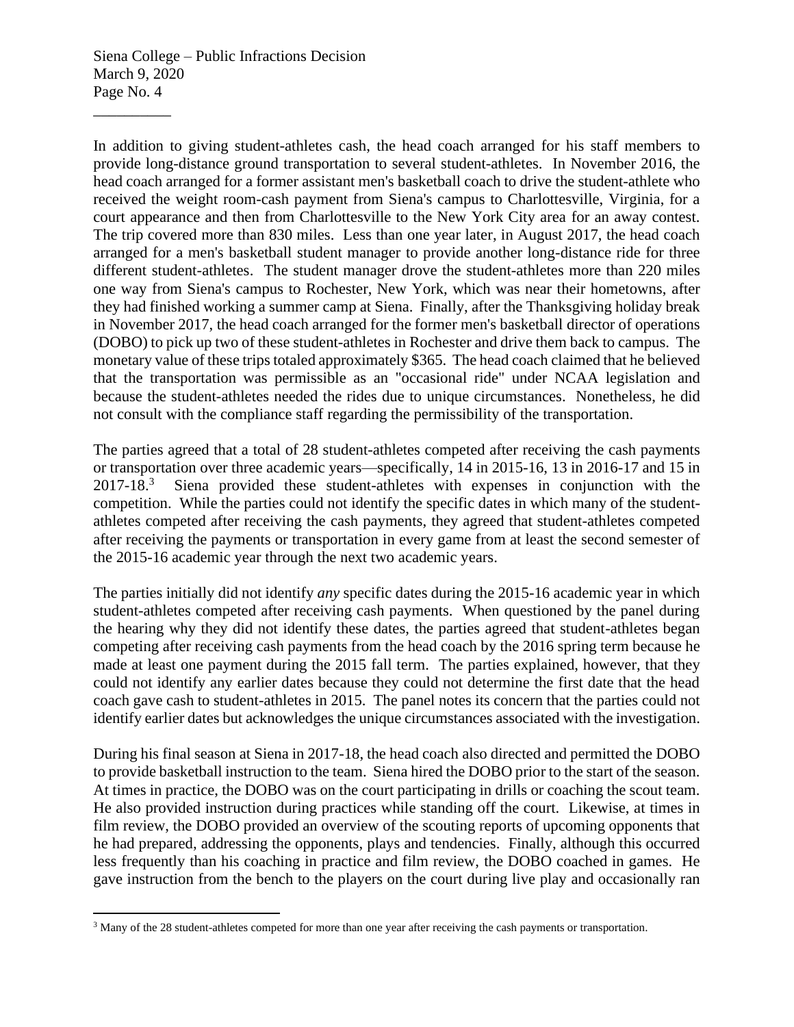In addition to giving student-athletes cash, the head coach arranged for his staff members to provide long-distance ground transportation to several student-athletes. In November 2016, the head coach arranged for a former assistant men's basketball coach to drive the student-athlete who received the weight room-cash payment from Siena's campus to Charlottesville, Virginia, for a court appearance and then from Charlottesville to the New York City area for an away contest. The trip covered more than 830 miles. Less than one year later, in August 2017, the head coach arranged for a men's basketball student manager to provide another long-distance ride for three different student-athletes. The student manager drove the student-athletes more than 220 miles one way from Siena's campus to Rochester, New York, which was near their hometowns, after they had finished working a summer camp at Siena. Finally, after the Thanksgiving holiday break in November 2017, the head coach arranged for the former men's basketball director of operations (DOBO) to pick up two of these student-athletes in Rochester and drive them back to campus. The monetary value of these trips totaled approximately $365. The head coach claimed that he believed that the transportation was permissible as an "occasional ride" under NCAA legislation and because the student-athletes needed the rides due to unique circumstances. Nonetheless, he did not consult with the compliance staff regarding the permissibility of the transportation.

The parties agreed that a total of 28 student-athletes competed after receiving the cash payments or transportation over three academic years—specifically, 14 in 2015-16, 13 in 2016-17 and 15 in 2017-18.[3] Siena provided these student-athletes with expenses in conjunction with the competition. While the parties could not identify the specific dates in which many of the student-athletes competed after receiving the cash payments, they agreed that student-athletes competed after receiving the payments or transportation in every game from at least the second semester of the 2015-16 academic year through the next two academic years.

The parties initially did not identify *any* specific dates during the 2015-16 academic year in which student-athletes competed after receiving cash payments. When questioned by the panel during the hearing why they did not identify these dates, the parties agreed that student-athletes began competing after receiving cash payments from the head coach by the 2016 spring term because he made at least one payment during the 2015 fall term. The parties explained, however, that they could not identify any earlier dates because they could not determine the first date that the head coach gave cash to student-athletes in 2015. The panel notes its concern that the parties could not identify earlier dates but acknowledges the unique circumstances associated with the investigation.

During his final season at Siena in 2017-18, the head coach also directed and permitted the DOBO to provide basketball instruction to the team. Siena hired the DOBO prior to the start of the season. At times in practice, the DOBO was on the court participating in drills or coaching the scout team. He also provided instruction during practices while standing off the court. Likewise, at times in film review, the DOBO provided an overview of the scouting reports of upcoming opponents that he had prepared, addressing the opponents, plays and tendencies. Finally, although this occurred less frequently than his coaching in practice and film review, the DOBO coached in games. He gave instruction from the bench to the players on the court during live play and occasionally ran

---

[3] Many of the 28 student-athletes competed for more than one year after receiving the cash payments or transportation.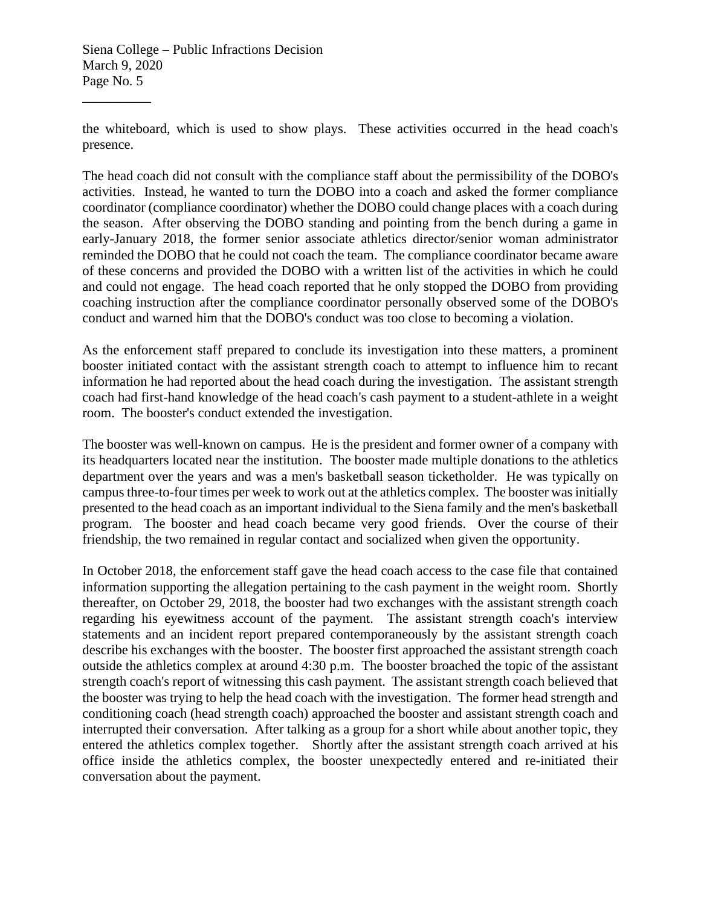the whiteboard, which is used to show plays. These activities occurred in the head coach's presence.

The head coach did not consult with the compliance staff about the permissibility of the DOBO's activities. Instead, he wanted to turn the DOBO into a coach and asked the former compliance coordinator (compliance coordinator) whether the DOBO could change places with a coach during the season. After observing the DOBO standing and pointing from the bench during a game in early-January 2018, the former senior associate athletics director/senior woman administrator reminded the DOBO that he could not coach the team. The compliance coordinator became aware of these concerns and provided the DOBO with a written list of the activities in which he could and could not engage. The head coach reported that he only stopped the DOBO from providing coaching instruction after the compliance coordinator personally observed some of the DOBO's conduct and warned him that the DOBO's conduct was too close to becoming a violation.

As the enforcement staff prepared to conclude its investigation into these matters, a prominent booster initiated contact with the assistant strength coach to attempt to influence him to recant information he had reported about the head coach during the investigation. The assistant strength coach had first-hand knowledge of the head coach's cash payment to a student-athlete in a weight room. The booster's conduct extended the investigation.

The booster was well-known on campus. He is the president and former owner of a company with its headquarters located near the institution. The booster made multiple donations to the athletics department over the years and was a men's basketball season ticketholder. He was typically on campus three-to-four times per week to work out at the athletics complex. The booster was initially presented to the head coach as an important individual to the Siena family and the men's basketball program. The booster and head coach became very good friends. Over the course of their friendship, the two remained in regular contact and socialized when given the opportunity.

In October 2018, the enforcement staff gave the head coach access to the case file that contained information supporting the allegation pertaining to the cash payment in the weight room. Shortly thereafter, on October 29, 2018, the booster had two exchanges with the assistant strength coach regarding his eyewitness account of the payment. The assistant strength coach's interview statements and an incident report prepared contemporaneously by the assistant strength coach describe his exchanges with the booster. The booster first approached the assistant strength coach outside the athletics complex at around 4:30 p.m. The booster broached the topic of the assistant strength coach's report of witnessing this cash payment. The assistant strength coach believed that the booster was trying to help the head coach with the investigation. The former head strength and conditioning coach (head strength coach) approached the booster and assistant strength coach and interrupted their conversation. After talking as a group for a short while about another topic, they entered the athletics complex together. Shortly after the assistant strength coach arrived at his office inside the athletics complex, the booster unexpectedly entered and re-initiated their conversation about the payment.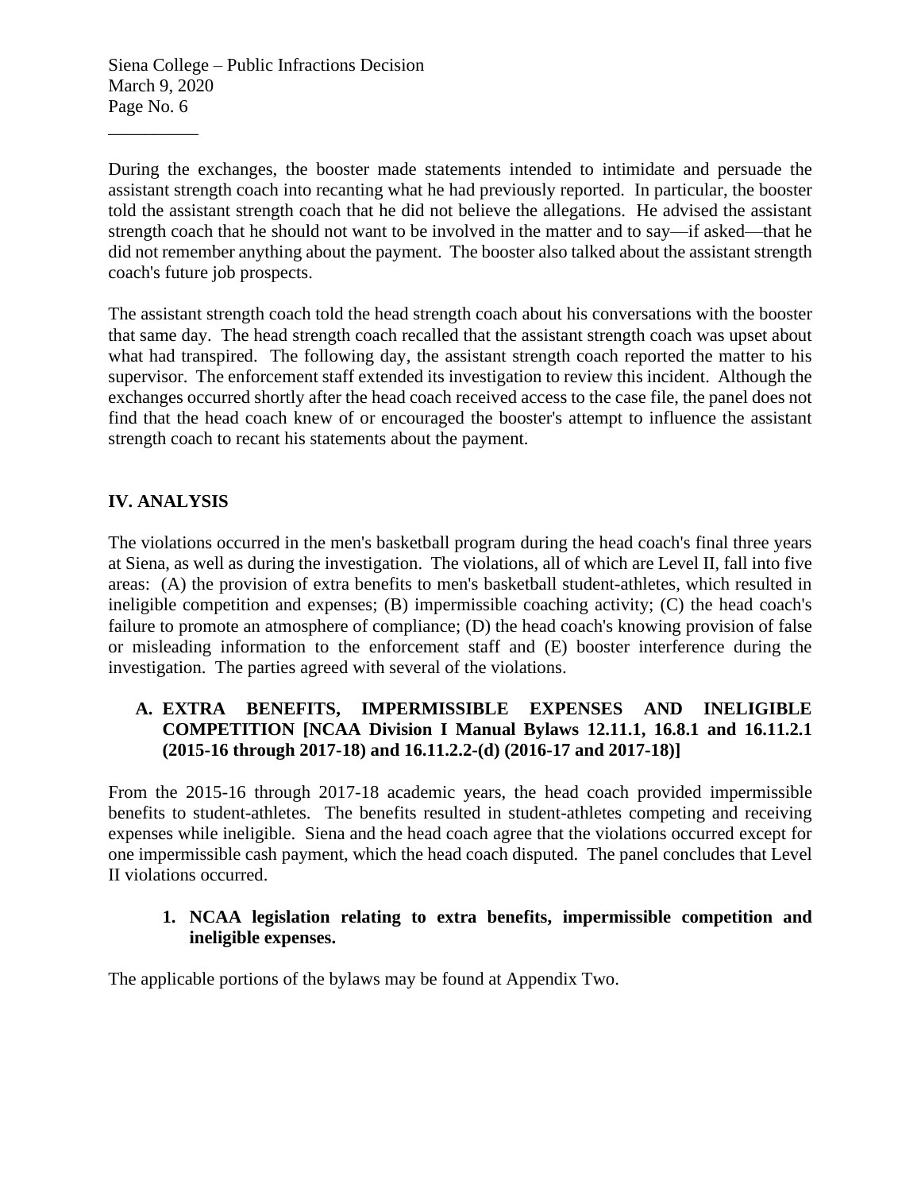During the exchanges, the booster made statements intended to intimidate and persuade the assistant strength coach into recanting what he had previously reported. In particular, the booster told the assistant strength coach that he did not believe the allegations. He advised the assistant strength coach that he should not want to be involved in the matter and to say—if asked—that he did not remember anything about the payment. The booster also talked about the assistant strength coach's future job prospects.

The assistant strength coach told the head strength coach about his conversations with the booster that same day. The head strength coach recalled that the assistant strength coach was upset about what had transpired. The following day, the assistant strength coach reported the matter to his supervisor. The enforcement staff extended its investigation to review this incident. Although the exchanges occurred shortly after the head coach received access to the case file, the panel does not find that the head coach knew of or encouraged the booster's attempt to influence the assistant strength coach to recant his statements about the payment.

## IV. ANALYSIS

The violations occurred in the men's basketball program during the head coach's final three years at Siena, as well as during the investigation. The violations, all of which are Level II, fall into five areas: (A) the provision of extra benefits to men's basketball student-athletes, which resulted in ineligible competition and expenses; (B) impermissible coaching activity; (C) the head coach's failure to promote an atmosphere of compliance; (D) the head coach's knowing provision of false or misleading information to the enforcement staff and (E) booster interference during the investigation. The parties agreed with several of the violations.

### A. EXTRA BENEFITS, IMPERMISSIBLE EXPENSES AND INELIGIBLE COMPETITION [NCAA Division I Manual Bylaws 12.11.1, 16.8.1 and 16.11.2.1 (2015-16 through 2017-18) and 16.11.2.2-(d) (2016-17 and 2017-18)]

From the 2015-16 through 2017-18 academic years, the head coach provided impermissible benefits to student-athletes. The benefits resulted in student-athletes competing and receiving expenses while ineligible. Siena and the head coach agree that the violations occurred except for one impermissible cash payment, which the head coach disputed. The panel concludes that Level II violations occurred.

#### 1. NCAA legislation relating to extra benefits, impermissible competition and ineligible expenses.

The applicable portions of the bylaws may be found at Appendix Two.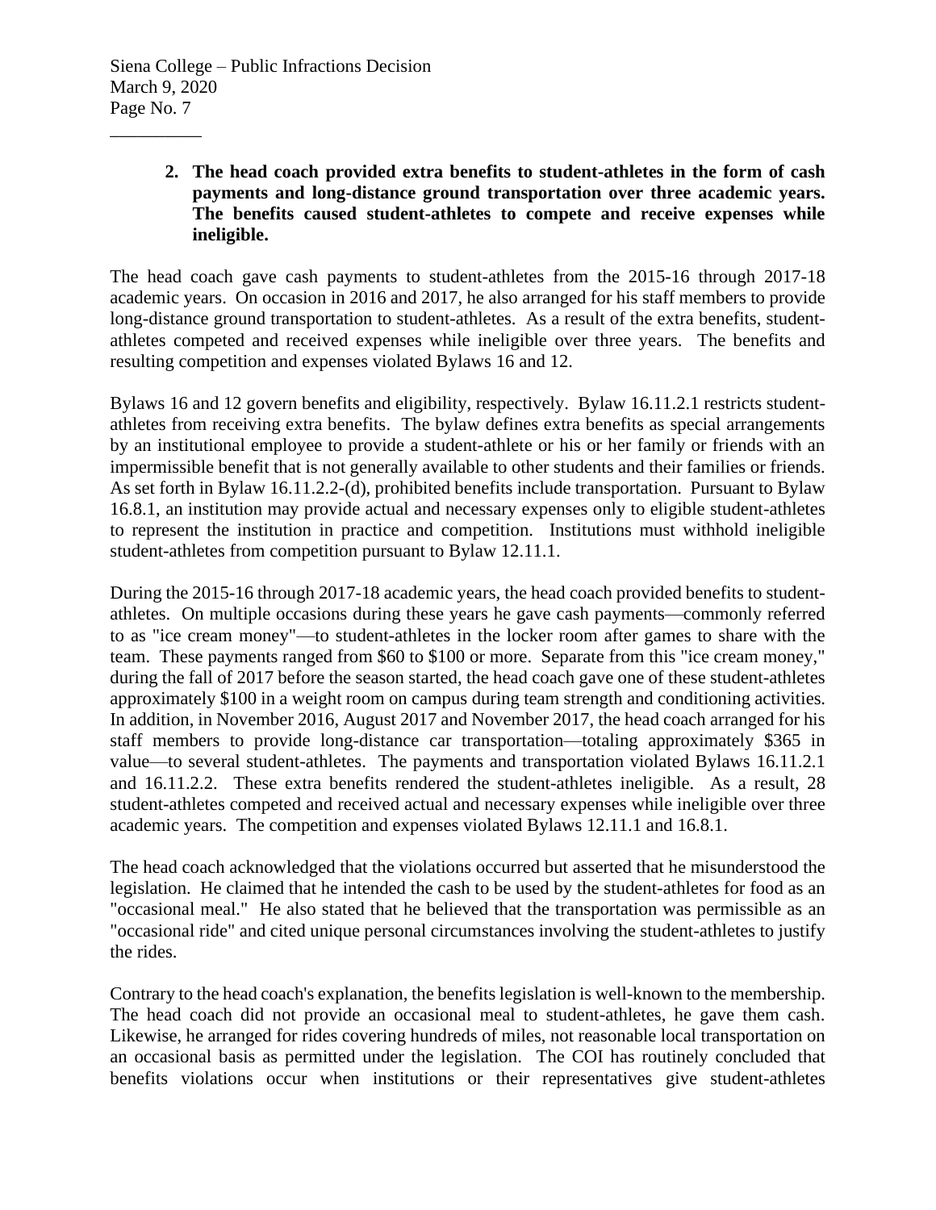**2. The head coach provided extra benefits to student-athletes in the form of cash payments and long-distance ground transportation over three academic years. The benefits caused student-athletes to compete and receive expenses while ineligible.**

The head coach gave cash payments to student-athletes from the 2015-16 through 2017-18 academic years. On occasion in 2016 and 2017, he also arranged for his staff members to provide long-distance ground transportation to student-athletes. As a result of the extra benefits, student-athletes competed and received expenses while ineligible over three years. The benefits and resulting competition and expenses violated Bylaws 16 and 12.

Bylaws 16 and 12 govern benefits and eligibility, respectively. Bylaw 16.11.2.1 restricts student-athletes from receiving extra benefits. The bylaw defines extra benefits as special arrangements by an institutional employee to provide a student-athlete or his or her family or friends with an impermissible benefit that is not generally available to other students and their families or friends. As set forth in Bylaw 16.11.2.2-(d), prohibited benefits include transportation. Pursuant to Bylaw 16.8.1, an institution may provide actual and necessary expenses only to eligible student-athletes to represent the institution in practice and competition. Institutions must withhold ineligible student-athletes from competition pursuant to Bylaw 12.11.1.

During the 2015-16 through 2017-18 academic years, the head coach provided benefits to student-athletes. On multiple occasions during these years he gave cash payments—commonly referred to as "ice cream money"—to student-athletes in the locker room after games to share with the team. These payments ranged from $60 to $100 or more. Separate from this "ice cream money," during the fall of 2017 before the season started, the head coach gave one of these student-athletes approximately $100 in a weight room on campus during team strength and conditioning activities. In addition, in November 2016, August 2017 and November 2017, the head coach arranged for his staff members to provide long-distance car transportation—totaling approximately $365 in value—to several student-athletes. The payments and transportation violated Bylaws 16.11.2.1 and 16.11.2.2. These extra benefits rendered the student-athletes ineligible. As a result, 28 student-athletes competed and received actual and necessary expenses while ineligible over three academic years. The competition and expenses violated Bylaws 12.11.1 and 16.8.1.

The head coach acknowledged that the violations occurred but asserted that he misunderstood the legislation. He claimed that he intended the cash to be used by the student-athletes for food as an "occasional meal." He also stated that he believed that the transportation was permissible as an "occasional ride" and cited unique personal circumstances involving the student-athletes to justify the rides.

Contrary to the head coach's explanation, the benefits legislation is well-known to the membership. The head coach did not provide an occasional meal to student-athletes, he gave them cash. Likewise, he arranged for rides covering hundreds of miles, not reasonable local transportation on an occasional basis as permitted under the legislation. The COI has routinely concluded that benefits violations occur when institutions or their representatives give student-athletes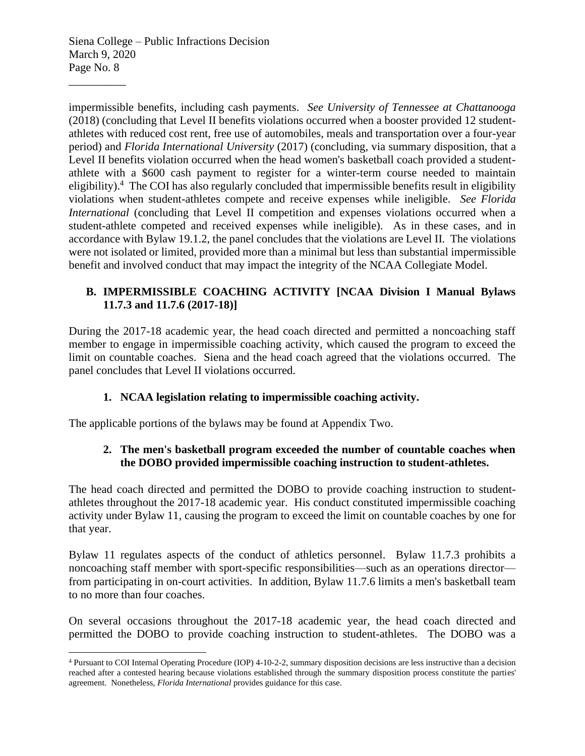impermissible benefits, including cash payments. *See University of Tennessee at Chattanooga* (2018) (concluding that Level II benefits violations occurred when a booster provided 12 student-athletes with reduced cost rent, free use of automobiles, meals and transportation over a four-year period) and *Florida International University* (2017) (concluding, via summary disposition, that a Level II benefits violation occurred when the head women's basketball coach provided a student-athlete with a $600 cash payment to register for a winter-term course needed to maintain eligibility).[4] The COI has also regularly concluded that impermissible benefits result in eligibility violations when student-athletes compete and receive expenses while ineligible. *See Florida International* (concluding that Level II competition and expenses violations occurred when a student-athlete competed and received expenses while ineligible). As in these cases, and in accordance with Bylaw 19.1.2, the panel concludes that the violations are Level II. The violations were not isolated or limited, provided more than a minimal but less than substantial impermissible benefit and involved conduct that may impact the integrity of the NCAA Collegiate Model.

## B. IMPERMISSIBLE COACHING ACTIVITY [NCAA Division I Manual Bylaws 11.7.3 and 11.7.6 (2017-18)]

During the 2017-18 academic year, the head coach directed and permitted a noncoaching staff member to engage in impermissible coaching activity, which caused the program to exceed the limit on countable coaches. Siena and the head coach agreed that the violations occurred. The panel concludes that Level II violations occurred.

### 1. NCAA legislation relating to impermissible coaching activity.

The applicable portions of the bylaws may be found at Appendix Two.

### 2. The men's basketball program exceeded the number of countable coaches when the DOBO provided impermissible coaching instruction to student-athletes.

The head coach directed and permitted the DOBO to provide coaching instruction to student-athletes throughout the 2017-18 academic year. His conduct constituted impermissible coaching activity under Bylaw 11, causing the program to exceed the limit on countable coaches by one for that year.

Bylaw 11 regulates aspects of the conduct of athletics personnel. Bylaw 11.7.3 prohibits a noncoaching staff member with sport-specific responsibilities—such as an operations director—from participating in on-court activities. In addition, Bylaw 11.7.6 limits a men's basketball team to no more than four coaches.

On several occasions throughout the 2017-18 academic year, the head coach directed and permitted the DOBO to provide coaching instruction to student-athletes. The DOBO was a

[4] Pursuant to COI Internal Operating Procedure (IOP) 4-10-2-2, summary disposition decisions are less instructive than a decision reached after a contested hearing because violations established through the summary disposition process constitute the parties' agreement. Nonetheless, *Florida International* provides guidance for this case.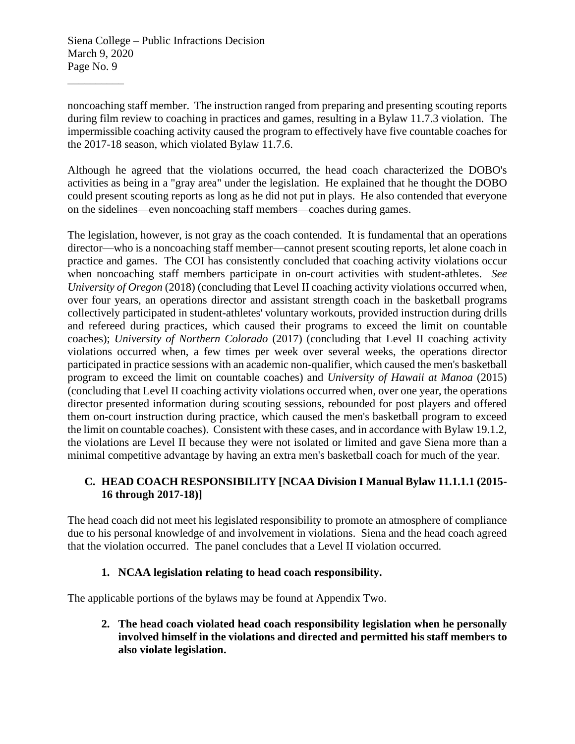noncoaching staff member. The instruction ranged from preparing and presenting scouting reports during film review to coaching in practices and games, resulting in a Bylaw 11.7.3 violation. The impermissible coaching activity caused the program to effectively have five countable coaches for the 2017-18 season, which violated Bylaw 11.7.6.

Although he agreed that the violations occurred, the head coach characterized the DOBO's activities as being in a "gray area" under the legislation. He explained that he thought the DOBO could present scouting reports as long as he did not put in plays. He also contended that everyone on the sidelines—even noncoaching staff members—coaches during games.

The legislation, however, is not gray as the coach contended. It is fundamental that an operations director—who is a noncoaching staff member—cannot present scouting reports, let alone coach in practice and games. The COI has consistently concluded that coaching activity violations occur when noncoaching staff members participate in on-court activities with student-athletes. *See University of Oregon* (2018) (concluding that Level II coaching activity violations occurred when, over four years, an operations director and assistant strength coach in the basketball programs collectively participated in student-athletes' voluntary workouts, provided instruction during drills and refereed during practices, which caused their programs to exceed the limit on countable coaches); *University of Northern Colorado* (2017) (concluding that Level II coaching activity violations occurred when, a few times per week over several weeks, the operations director participated in practice sessions with an academic non-qualifier, which caused the men's basketball program to exceed the limit on countable coaches) and *University of Hawaii at Manoa* (2015) (concluding that Level II coaching activity violations occurred when, over one year, the operations director presented information during scouting sessions, rebounded for post players and offered them on-court instruction during practice, which caused the men's basketball program to exceed the limit on countable coaches). Consistent with these cases, and in accordance with Bylaw 19.1.2, the violations are Level II because they were not isolated or limited and gave Siena more than a minimal competitive advantage by having an extra men's basketball coach for much of the year.

### C. HEAD COACH RESPONSIBILITY [NCAA Division I Manual Bylaw 11.1.1.1 (2015-16 through 2017-18)]

The head coach did not meet his legislated responsibility to promote an atmosphere of compliance due to his personal knowledge of and involvement in violations. Siena and the head coach agreed that the violation occurred. The panel concludes that a Level II violation occurred.

#### 1. NCAA legislation relating to head coach responsibility.

The applicable portions of the bylaws may be found at Appendix Two.

#### 2. The head coach violated head coach responsibility legislation when he personally involved himself in the violations and directed and permitted his staff members to also violate legislation.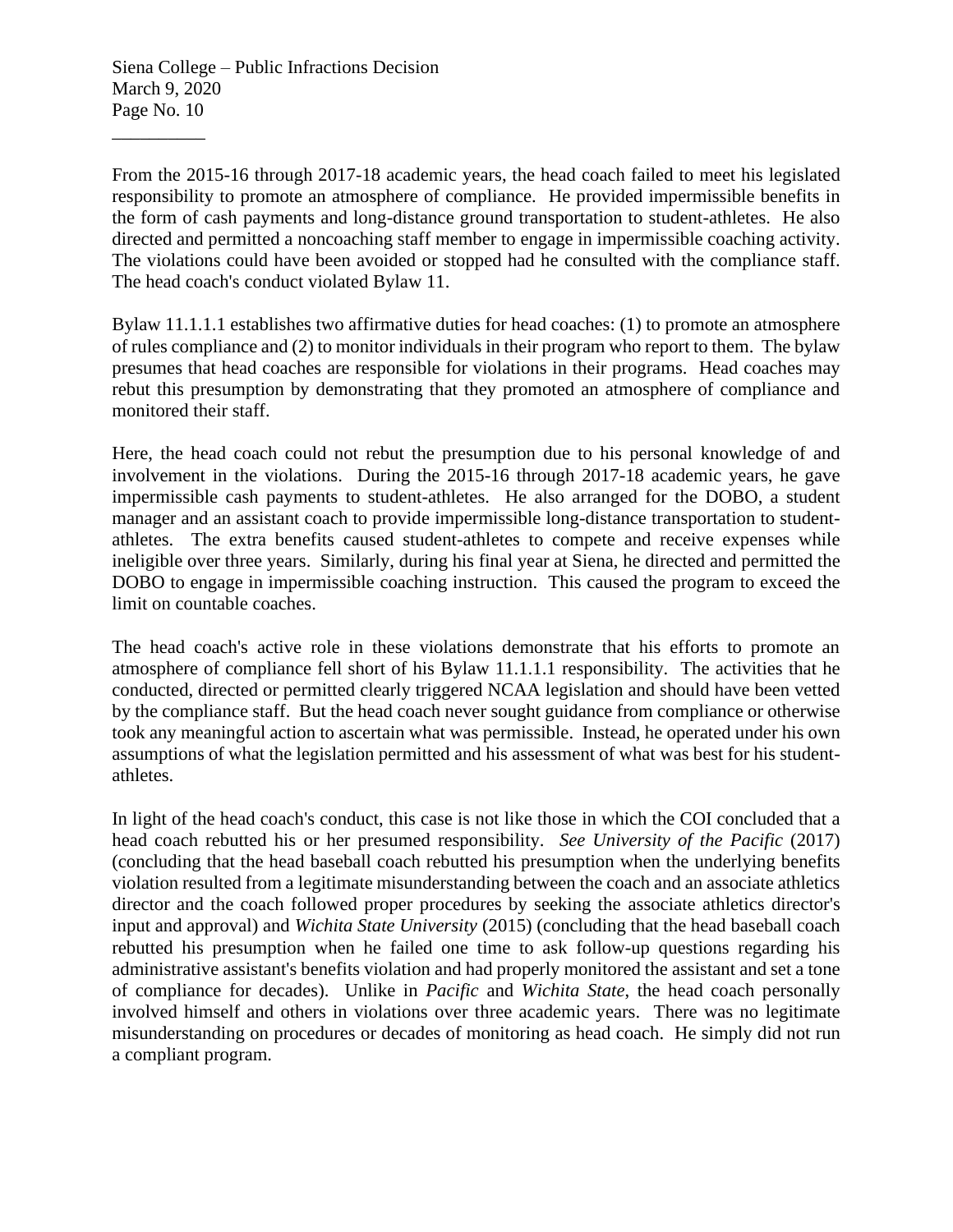From the 2015-16 through 2017-18 academic years, the head coach failed to meet his legislated responsibility to promote an atmosphere of compliance. He provided impermissible benefits in the form of cash payments and long-distance ground transportation to student-athletes. He also directed and permitted a noncoaching staff member to engage in impermissible coaching activity. The violations could have been avoided or stopped had he consulted with the compliance staff. The head coach's conduct violated Bylaw 11.

Bylaw 11.1.1.1 establishes two affirmative duties for head coaches: (1) to promote an atmosphere of rules compliance and (2) to monitor individuals in their program who report to them. The bylaw presumes that head coaches are responsible for violations in their programs. Head coaches may rebut this presumption by demonstrating that they promoted an atmosphere of compliance and monitored their staff.

Here, the head coach could not rebut the presumption due to his personal knowledge of and involvement in the violations. During the 2015-16 through 2017-18 academic years, he gave impermissible cash payments to student-athletes. He also arranged for the DOBO, a student manager and an assistant coach to provide impermissible long-distance transportation to student-athletes. The extra benefits caused student-athletes to compete and receive expenses while ineligible over three years. Similarly, during his final year at Siena, he directed and permitted the DOBO to engage in impermissible coaching instruction. This caused the program to exceed the limit on countable coaches.

The head coach's active role in these violations demonstrate that his efforts to promote an atmosphere of compliance fell short of his Bylaw 11.1.1.1 responsibility. The activities that he conducted, directed or permitted clearly triggered NCAA legislation and should have been vetted by the compliance staff. But the head coach never sought guidance from compliance or otherwise took any meaningful action to ascertain what was permissible. Instead, he operated under his own assumptions of what the legislation permitted and his assessment of what was best for his student-athletes.

In light of the head coach's conduct, this case is not like those in which the COI concluded that a head coach rebutted his or her presumed responsibility. *See University of the Pacific* (2017) (concluding that the head baseball coach rebutted his presumption when the underlying benefits violation resulted from a legitimate misunderstanding between the coach and an associate athletics director and the coach followed proper procedures by seeking the associate athletics director's input and approval) and *Wichita State University* (2015) (concluding that the head baseball coach rebutted his presumption when he failed one time to ask follow-up questions regarding his administrative assistant's benefits violation and had properly monitored the assistant and set a tone of compliance for decades). Unlike in *Pacific* and *Wichita State*, the head coach personally involved himself and others in violations over three academic years. There was no legitimate misunderstanding on procedures or decades of monitoring as head coach. He simply did not run a compliant program.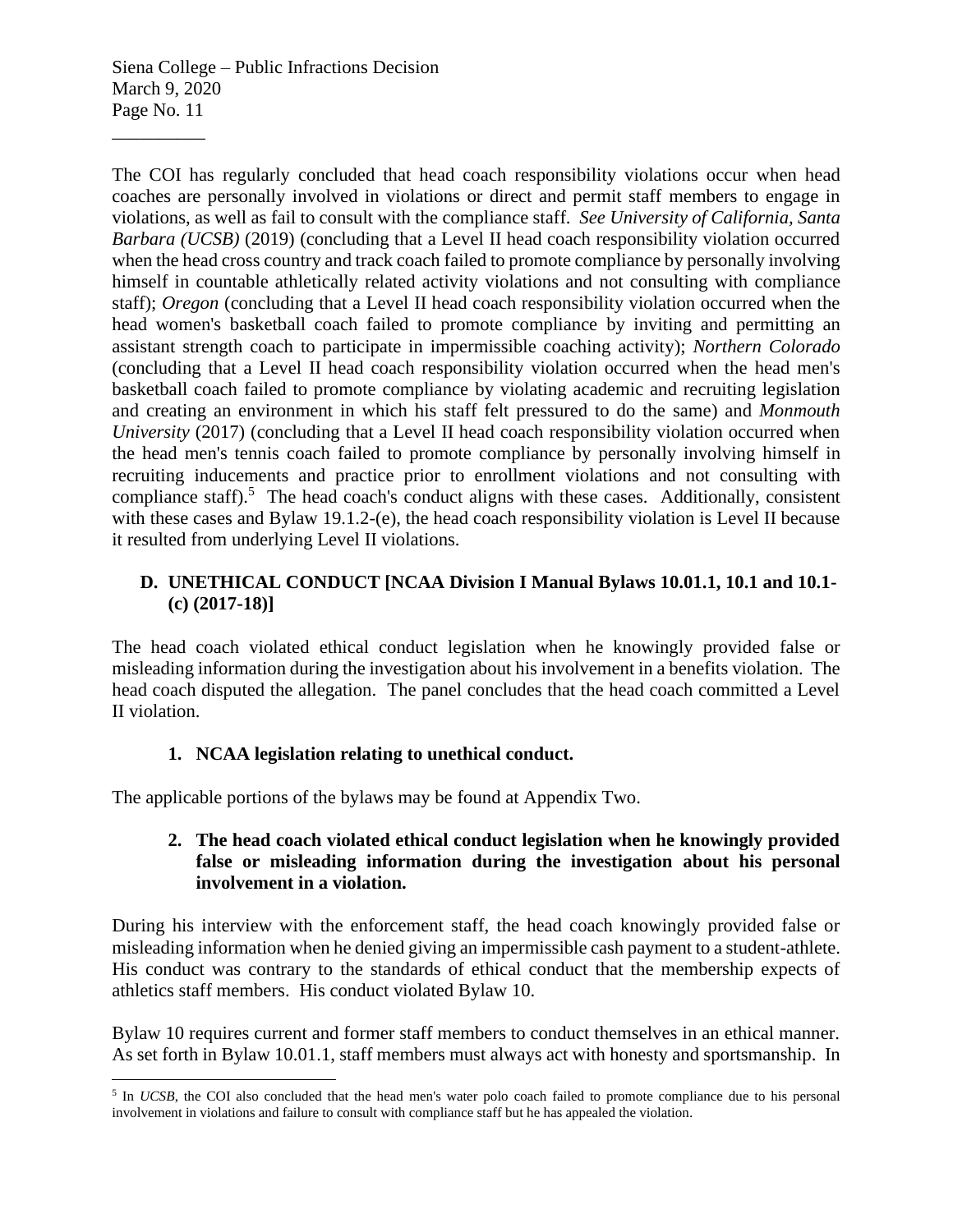The COI has regularly concluded that head coach responsibility violations occur when head coaches are personally involved in violations or direct and permit staff members to engage in violations, as well as fail to consult with the compliance staff. *See University of California, Santa Barbara (UCSB)* (2019) (concluding that a Level II head coach responsibility violation occurred when the head cross country and track coach failed to promote compliance by personally involving himself in countable athletically related activity violations and not consulting with compliance staff); *Oregon* (concluding that a Level II head coach responsibility violation occurred when the head women's basketball coach failed to promote compliance by inviting and permitting an assistant strength coach to participate in impermissible coaching activity); *Northern Colorado* (concluding that a Level II head coach responsibility violation occurred when the head men's basketball coach failed to promote compliance by violating academic and recruiting legislation and creating an environment in which his staff felt pressured to do the same) and *Monmouth University* (2017) (concluding that a Level II head coach responsibility violation occurred when the head men's tennis coach failed to promote compliance by personally involving himself in recruiting inducements and practice prior to enrollment violations and not consulting with compliance staff).[5] The head coach's conduct aligns with these cases. Additionally, consistent with these cases and Bylaw 19.1.2-(e), the head coach responsibility violation is Level II because it resulted from underlying Level II violations.

## D. UNETHICAL CONDUCT [NCAA Division I Manual Bylaws 10.01.1, 10.1 and 10.1-(c) (2017-18)]

The head coach violated ethical conduct legislation when he knowingly provided false or misleading information during the investigation about his involvement in a benefits violation. The head coach disputed the allegation. The panel concludes that the head coach committed a Level II violation.

### 1. NCAA legislation relating to unethical conduct.

The applicable portions of the bylaws may be found at Appendix Two.

### 2. The head coach violated ethical conduct legislation when he knowingly provided false or misleading information during the investigation about his personal involvement in a violation.

During his interview with the enforcement staff, the head coach knowingly provided false or misleading information when he denied giving an impermissible cash payment to a student-athlete. His conduct was contrary to the standards of ethical conduct that the membership expects of athletics staff members. His conduct violated Bylaw 10.

Bylaw 10 requires current and former staff members to conduct themselves in an ethical manner. As set forth in Bylaw 10.01.1, staff members must always act with honesty and sportsmanship. In

---

[5] In *UCSB*, the COI also concluded that the head men's water polo coach failed to promote compliance due to his personal involvement in violations and failure to consult with compliance staff but he has appealed the violation.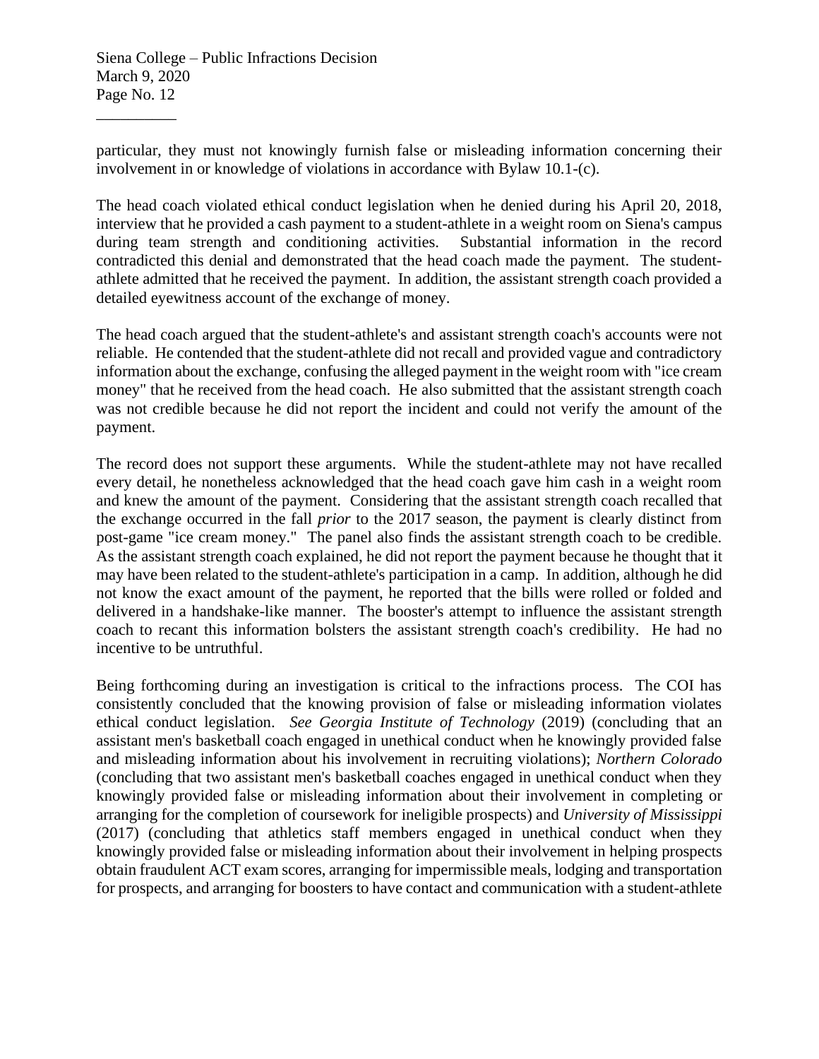particular, they must not knowingly furnish false or misleading information concerning their involvement in or knowledge of violations in accordance with Bylaw 10.1-(c).

The head coach violated ethical conduct legislation when he denied during his April 20, 2018, interview that he provided a cash payment to a student-athlete in a weight room on Siena's campus during team strength and conditioning activities. Substantial information in the record contradicted this denial and demonstrated that the head coach made the payment. The student-athlete admitted that he received the payment. In addition, the assistant strength coach provided a detailed eyewitness account of the exchange of money.

The head coach argued that the student-athlete's and assistant strength coach's accounts were not reliable. He contended that the student-athlete did not recall and provided vague and contradictory information about the exchange, confusing the alleged payment in the weight room with "ice cream money" that he received from the head coach. He also submitted that the assistant strength coach was not credible because he did not report the incident and could not verify the amount of the payment.

The record does not support these arguments. While the student-athlete may not have recalled every detail, he nonetheless acknowledged that the head coach gave him cash in a weight room and knew the amount of the payment. Considering that the assistant strength coach recalled that the exchange occurred in the fall *prior* to the 2017 season, the payment is clearly distinct from post-game "ice cream money." The panel also finds the assistant strength coach to be credible. As the assistant strength coach explained, he did not report the payment because he thought that it may have been related to the student-athlete's participation in a camp. In addition, although he did not know the exact amount of the payment, he reported that the bills were rolled or folded and delivered in a handshake-like manner. The booster's attempt to influence the assistant strength coach to recant this information bolsters the assistant strength coach's credibility. He had no incentive to be untruthful.

Being forthcoming during an investigation is critical to the infractions process. The COI has consistently concluded that the knowing provision of false or misleading information violates ethical conduct legislation. *See Georgia Institute of Technology* (2019) (concluding that an assistant men's basketball coach engaged in unethical conduct when he knowingly provided false and misleading information about his involvement in recruiting violations); *Northern Colorado* (concluding that two assistant men's basketball coaches engaged in unethical conduct when they knowingly provided false or misleading information about their involvement in completing or arranging for the completion of coursework for ineligible prospects) and *University of Mississippi* (2017) (concluding that athletics staff members engaged in unethical conduct when they knowingly provided false or misleading information about their involvement in helping prospects obtain fraudulent ACT exam scores, arranging for impermissible meals, lodging and transportation for prospects, and arranging for boosters to have contact and communication with a student-athlete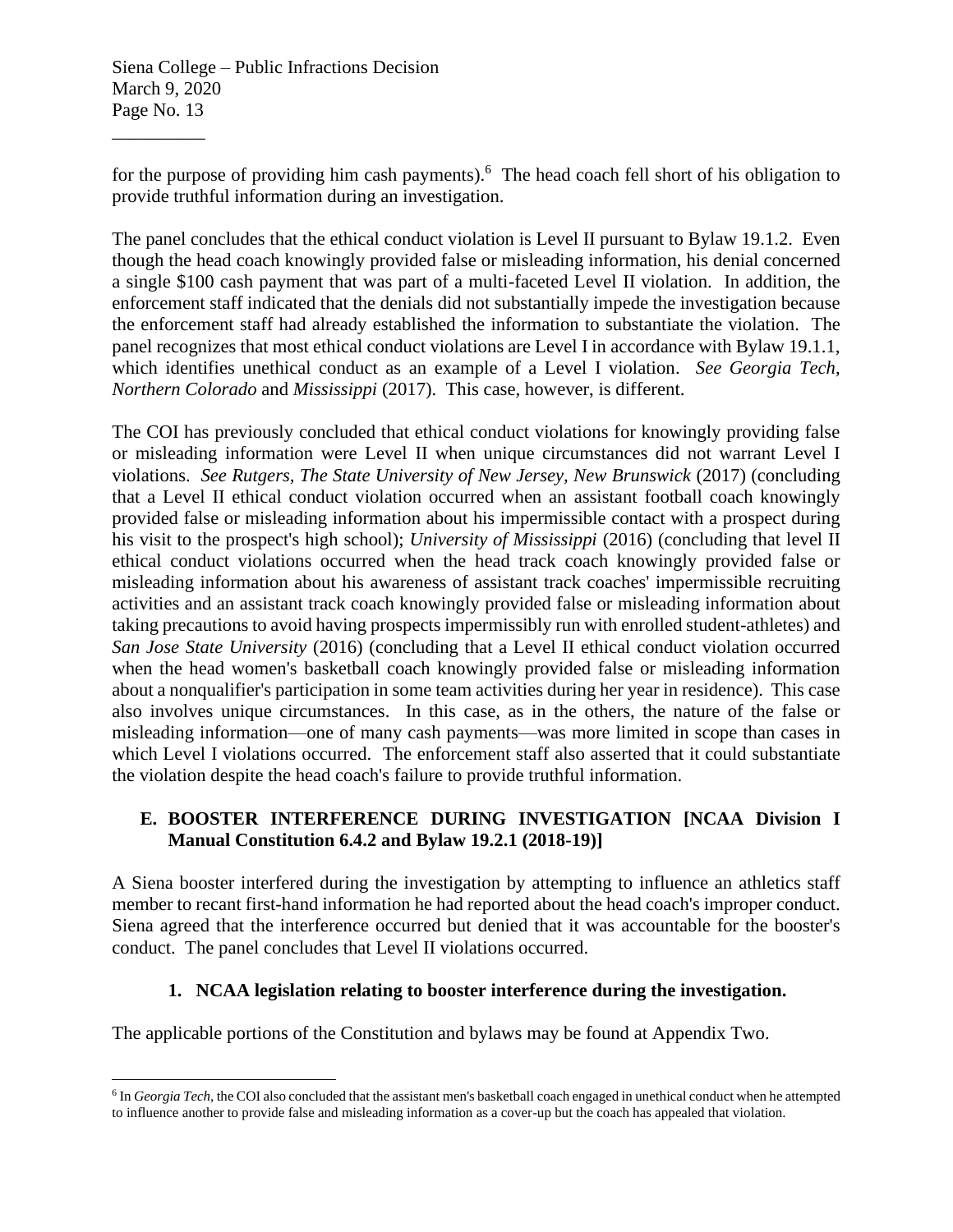for the purpose of providing him cash payments).[6] The head coach fell short of his obligation to provide truthful information during an investigation.

The panel concludes that the ethical conduct violation is Level II pursuant to Bylaw 19.1.2. Even though the head coach knowingly provided false or misleading information, his denial concerned a single $100 cash payment that was part of a multi-faceted Level II violation. In addition, the enforcement staff indicated that the denials did not substantially impede the investigation because the enforcement staff had already established the information to substantiate the violation. The panel recognizes that most ethical conduct violations are Level I in accordance with Bylaw 19.1.1, which identifies unethical conduct as an example of a Level I violation. *See Georgia Tech*, *Northern Colorado* and *Mississippi* (2017). This case, however, is different.

The COI has previously concluded that ethical conduct violations for knowingly providing false or misleading information were Level II when unique circumstances did not warrant Level I violations. *See Rutgers, The State University of New Jersey, New Brunswick* (2017) (concluding that a Level II ethical conduct violation occurred when an assistant football coach knowingly provided false or misleading information about his impermissible contact with a prospect during his visit to the prospect's high school); *University of Mississippi* (2016) (concluding that level II ethical conduct violations occurred when the head track coach knowingly provided false or misleading information about his awareness of assistant track coaches' impermissible recruiting activities and an assistant track coach knowingly provided false or misleading information about taking precautions to avoid having prospects impermissibly run with enrolled student-athletes) and *San Jose State University* (2016) (concluding that a Level II ethical conduct violation occurred when the head women's basketball coach knowingly provided false or misleading information about a nonqualifier's participation in some team activities during her year in residence). This case also involves unique circumstances. In this case, as in the others, the nature of the false or misleading information—one of many cash payments—was more limited in scope than cases in which Level I violations occurred. The enforcement staff also asserted that it could substantiate the violation despite the head coach's failure to provide truthful information.

### E. BOOSTER INTERFERENCE DURING INVESTIGATION [NCAA Division I Manual Constitution 6.4.2 and Bylaw 19.2.1 (2018-19)]

A Siena booster interfered during the investigation by attempting to influence an athletics staff member to recant first-hand information he had reported about the head coach's improper conduct. Siena agreed that the interference occurred but denied that it was accountable for the booster's conduct. The panel concludes that Level II violations occurred.

#### 1. NCAA legislation relating to booster interference during the investigation.

The applicable portions of the Constitution and bylaws may be found at Appendix Two.

[6] In *Georgia Tech*, the COI also concluded that the assistant men's basketball coach engaged in unethical conduct when he attempted to influence another to provide false and misleading information as a cover-up but the coach has appealed that violation.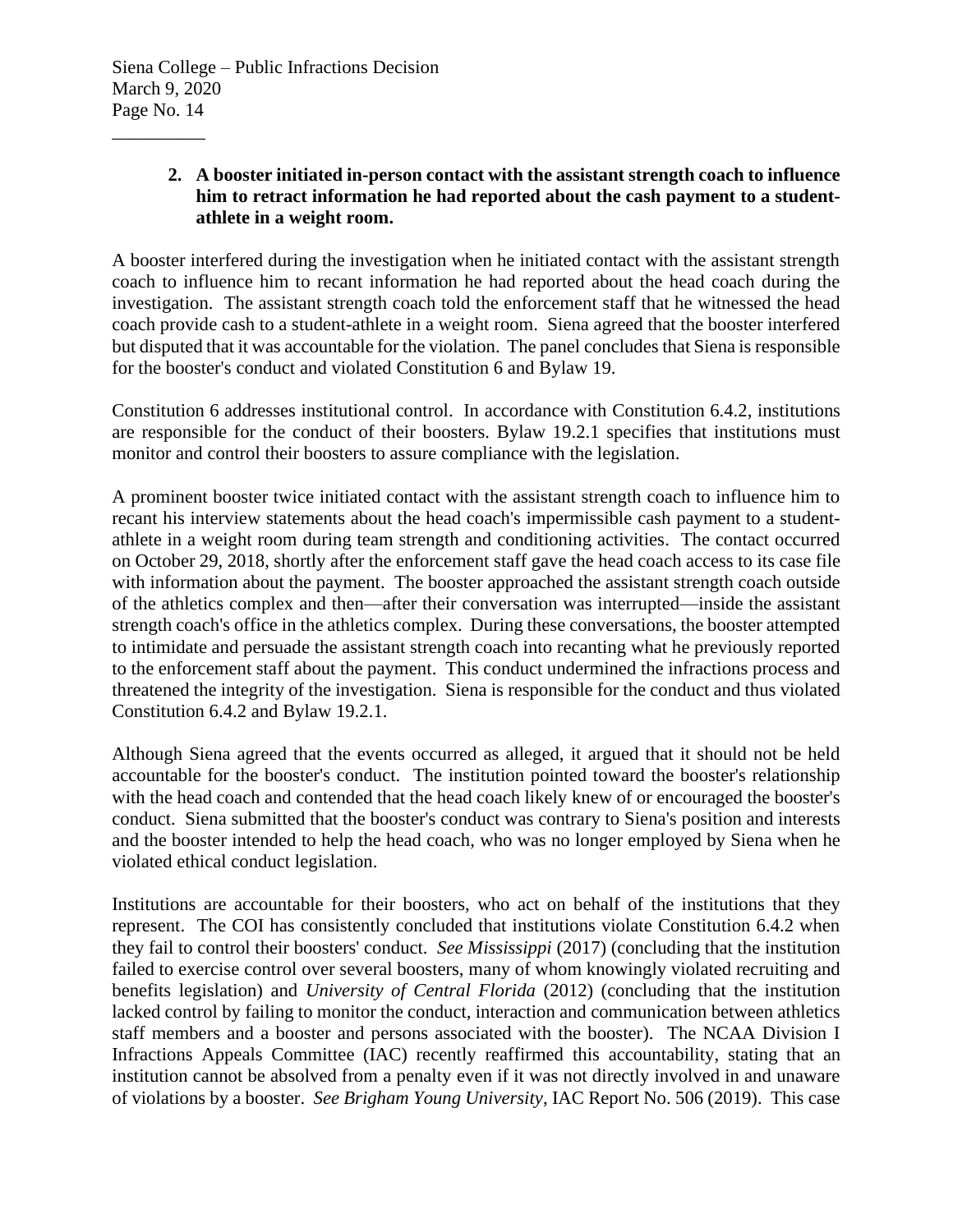**2. A booster initiated in-person contact with the assistant strength coach to influence him to retract information he had reported about the cash payment to a student-athlete in a weight room.**

A booster interfered during the investigation when he initiated contact with the assistant strength coach to influence him to recant information he had reported about the head coach during the investigation. The assistant strength coach told the enforcement staff that he witnessed the head coach provide cash to a student-athlete in a weight room. Siena agreed that the booster interfered but disputed that it was accountable for the violation. The panel concludes that Siena is responsible for the booster's conduct and violated Constitution 6 and Bylaw 19.

Constitution 6 addresses institutional control. In accordance with Constitution 6.4.2, institutions are responsible for the conduct of their boosters. Bylaw 19.2.1 specifies that institutions must monitor and control their boosters to assure compliance with the legislation.

A prominent booster twice initiated contact with the assistant strength coach to influence him to recant his interview statements about the head coach's impermissible cash payment to a student-athlete in a weight room during team strength and conditioning activities. The contact occurred on October 29, 2018, shortly after the enforcement staff gave the head coach access to its case file with information about the payment. The booster approached the assistant strength coach outside of the athletics complex and then—after their conversation was interrupted—inside the assistant strength coach's office in the athletics complex. During these conversations, the booster attempted to intimidate and persuade the assistant strength coach into recanting what he previously reported to the enforcement staff about the payment. This conduct undermined the infractions process and threatened the integrity of the investigation. Siena is responsible for the conduct and thus violated Constitution 6.4.2 and Bylaw 19.2.1.

Although Siena agreed that the events occurred as alleged, it argued that it should not be held accountable for the booster's conduct. The institution pointed toward the booster's relationship with the head coach and contended that the head coach likely knew of or encouraged the booster's conduct. Siena submitted that the booster's conduct was contrary to Siena's position and interests and the booster intended to help the head coach, who was no longer employed by Siena when he violated ethical conduct legislation.

Institutions are accountable for their boosters, who act on behalf of the institutions that they represent. The COI has consistently concluded that institutions violate Constitution 6.4.2 when they fail to control their boosters' conduct. *See Mississippi* (2017) (concluding that the institution failed to exercise control over several boosters, many of whom knowingly violated recruiting and benefits legislation) and *University of Central Florida* (2012) (concluding that the institution lacked control by failing to monitor the conduct, interaction and communication between athletics staff members and a booster and persons associated with the booster). The NCAA Division I Infractions Appeals Committee (IAC) recently reaffirmed this accountability, stating that an institution cannot be absolved from a penalty even if it was not directly involved in and unaware of violations by a booster. *See Brigham Young University*, IAC Report No. 506 (2019). This case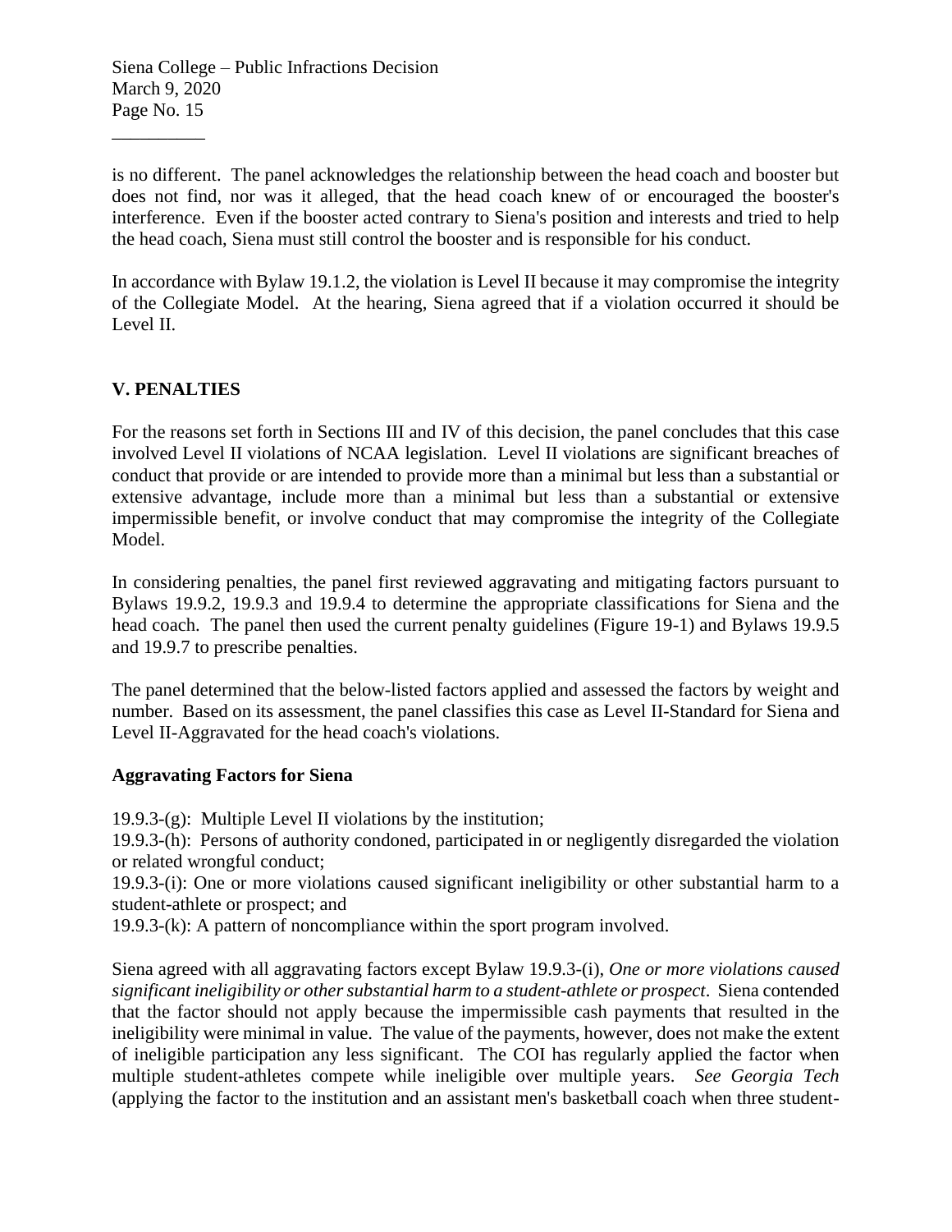is no different. The panel acknowledges the relationship between the head coach and booster but does not find, nor was it alleged, that the head coach knew of or encouraged the booster's interference. Even if the booster acted contrary to Siena's position and interests and tried to help the head coach, Siena must still control the booster and is responsible for his conduct.

In accordance with Bylaw 19.1.2, the violation is Level II because it may compromise the integrity of the Collegiate Model. At the hearing, Siena agreed that if a violation occurred it should be Level II.

## V. PENALTIES

For the reasons set forth in Sections III and IV of this decision, the panel concludes that this case involved Level II violations of NCAA legislation. Level II violations are significant breaches of conduct that provide or are intended to provide more than a minimal but less than a substantial or extensive advantage, include more than a minimal but less than a substantial or extensive impermissible benefit, or involve conduct that may compromise the integrity of the Collegiate Model.

In considering penalties, the panel first reviewed aggravating and mitigating factors pursuant to Bylaws 19.9.2, 19.9.3 and 19.9.4 to determine the appropriate classifications for Siena and the head coach. The panel then used the current penalty guidelines (Figure 19-1) and Bylaws 19.9.5 and 19.9.7 to prescribe penalties.

The panel determined that the below-listed factors applied and assessed the factors by weight and number. Based on its assessment, the panel classifies this case as Level II-Standard for Siena and Level II-Aggravated for the head coach's violations.

### Aggravating Factors for Siena

19.9.3-(g): Multiple Level II violations by the institution;
19.9.3-(h): Persons of authority condoned, participated in or negligently disregarded the violation or related wrongful conduct;
19.9.3-(i): One or more violations caused significant ineligibility or other substantial harm to a student-athlete or prospect; and
19.9.3-(k): A pattern of noncompliance within the sport program involved.

Siena agreed with all aggravating factors except Bylaw 19.9.3-(i), *One or more violations caused significant ineligibility or other substantial harm to a student-athlete or prospect*. Siena contended that the factor should not apply because the impermissible cash payments that resulted in the ineligibility were minimal in value. The value of the payments, however, does not make the extent of ineligible participation any less significant. The COI has regularly applied the factor when multiple student-athletes compete while ineligible over multiple years. *See Georgia Tech* (applying the factor to the institution and an assistant men's basketball coach when three student-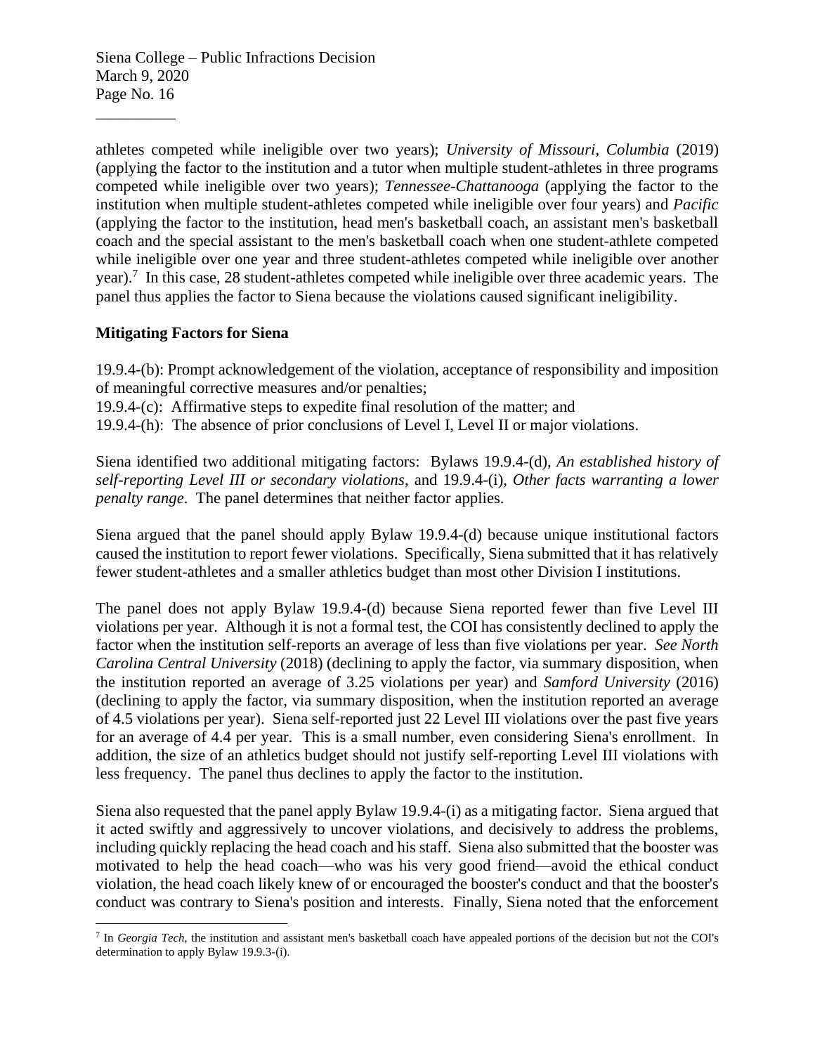athletes competed while ineligible over two years); *University of Missouri*, *Columbia* (2019) (applying the factor to the institution and a tutor when multiple student-athletes in three programs competed while ineligible over two years); *Tennessee-Chattanooga* (applying the factor to the institution when multiple student-athletes competed while ineligible over four years) and *Pacific* (applying the factor to the institution, head men's basketball coach, an assistant men's basketball coach and the special assistant to the men's basketball coach when one student-athlete competed while ineligible over one year and three student-athletes competed while ineligible over another year).[7] In this case, 28 student-athletes competed while ineligible over three academic years. The panel thus applies the factor to Siena because the violations caused significant ineligibility.

**Mitigating Factors for Siena**

19.9.4-(b): Prompt acknowledgement of the violation, acceptance of responsibility and imposition of meaningful corrective measures and/or penalties;
19.9.4-(c): Affirmative steps to expedite final resolution of the matter; and
19.9.4-(h): The absence of prior conclusions of Level I, Level II or major violations.

Siena identified two additional mitigating factors: Bylaws 19.9.4-(d), *An established history of self-reporting Level III or secondary violations*, and 19.9.4-(i), *Other facts warranting a lower penalty range*. The panel determines that neither factor applies.

Siena argued that the panel should apply Bylaw 19.9.4-(d) because unique institutional factors caused the institution to report fewer violations. Specifically, Siena submitted that it has relatively fewer student-athletes and a smaller athletics budget than most other Division I institutions.

The panel does not apply Bylaw 19.9.4-(d) because Siena reported fewer than five Level III violations per year. Although it is not a formal test, the COI has consistently declined to apply the factor when the institution self-reports an average of less than five violations per year. *See North Carolina Central University* (2018) (declining to apply the factor, via summary disposition, when the institution reported an average of 3.25 violations per year) and *Samford University* (2016) (declining to apply the factor, via summary disposition, when the institution reported an average of 4.5 violations per year). Siena self-reported just 22 Level III violations over the past five years for an average of 4.4 per year. This is a small number, even considering Siena's enrollment. In addition, the size of an athletics budget should not justify self-reporting Level III violations with less frequency. The panel thus declines to apply the factor to the institution.

Siena also requested that the panel apply Bylaw 19.9.4-(i) as a mitigating factor. Siena argued that it acted swiftly and aggressively to uncover violations, and decisively to address the problems, including quickly replacing the head coach and his staff. Siena also submitted that the booster was motivated to help the head coach—who was his very good friend—avoid the ethical conduct violation, the head coach likely knew of or encouraged the booster's conduct and that the booster's conduct was contrary to Siena's position and interests. Finally, Siena noted that the enforcement

---

[7] In *Georgia Tech*, the institution and assistant men's basketball coach have appealed portions of the decision but not the COI's determination to apply Bylaw 19.9.3-(i).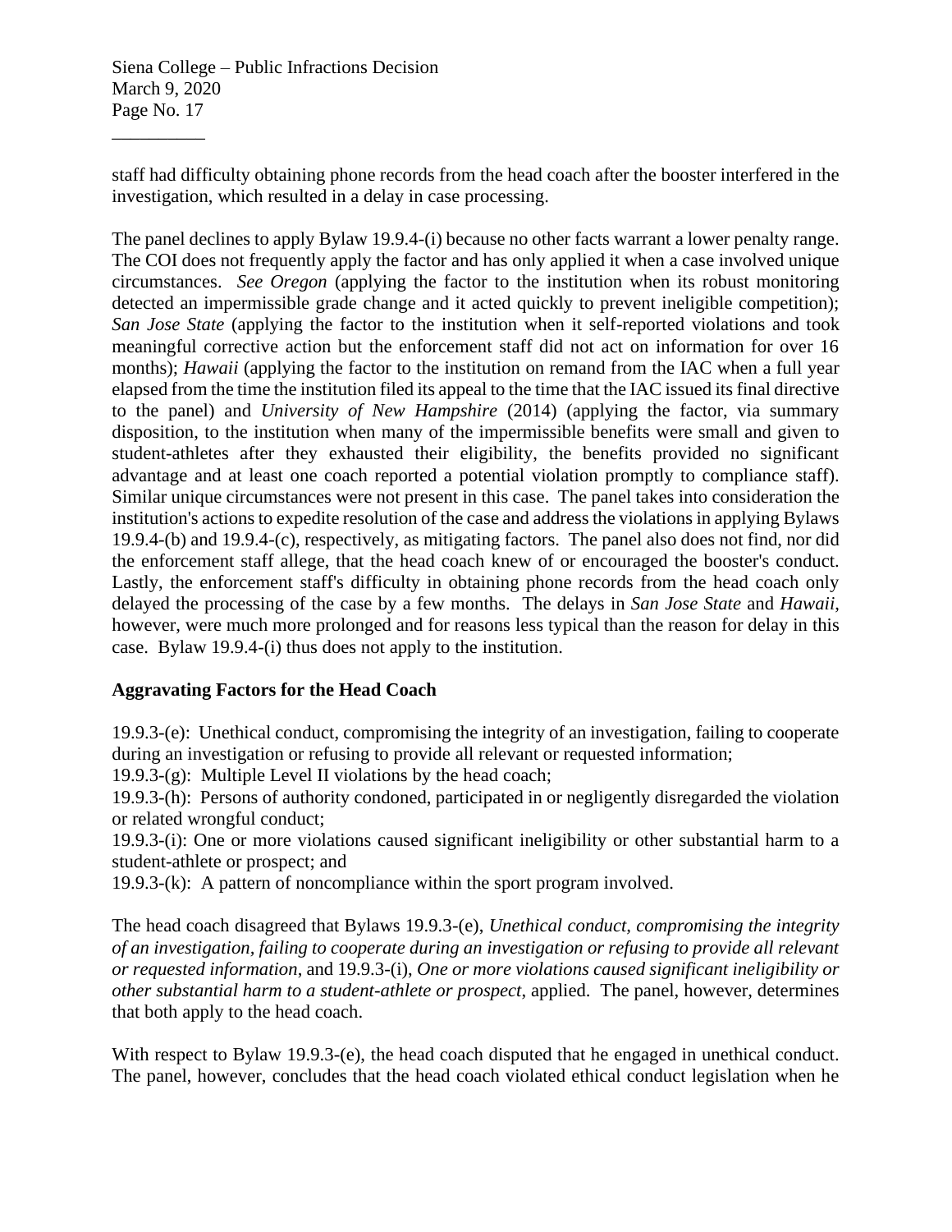staff had difficulty obtaining phone records from the head coach after the booster interfered in the investigation, which resulted in a delay in case processing.

The panel declines to apply Bylaw 19.9.4-(i) because no other facts warrant a lower penalty range. The COI does not frequently apply the factor and has only applied it when a case involved unique circumstances. *See Oregon* (applying the factor to the institution when its robust monitoring detected an impermissible grade change and it acted quickly to prevent ineligible competition); *San Jose State* (applying the factor to the institution when it self-reported violations and took meaningful corrective action but the enforcement staff did not act on information for over 16 months); *Hawaii* (applying the factor to the institution on remand from the IAC when a full year elapsed from the time the institution filed its appeal to the time that the IAC issued its final directive to the panel) and *University of New Hampshire* (2014) (applying the factor, via summary disposition, to the institution when many of the impermissible benefits were small and given to student-athletes after they exhausted their eligibility, the benefits provided no significant advantage and at least one coach reported a potential violation promptly to compliance staff). Similar unique circumstances were not present in this case. The panel takes into consideration the institution's actions to expedite resolution of the case and address the violations in applying Bylaws 19.9.4-(b) and 19.9.4-(c), respectively, as mitigating factors. The panel also does not find, nor did the enforcement staff allege, that the head coach knew of or encouraged the booster's conduct. Lastly, the enforcement staff's difficulty in obtaining phone records from the head coach only delayed the processing of the case by a few months. The delays in *San Jose State* and *Hawaii*, however, were much more prolonged and for reasons less typical than the reason for delay in this case. Bylaw 19.9.4-(i) thus does not apply to the institution.

### Aggravating Factors for the Head Coach

19.9.3-(e): Unethical conduct, compromising the integrity of an investigation, failing to cooperate during an investigation or refusing to provide all relevant or requested information;
19.9.3-(g): Multiple Level II violations by the head coach;
19.9.3-(h): Persons of authority condoned, participated in or negligently disregarded the violation or related wrongful conduct;
19.9.3-(i): One or more violations caused significant ineligibility or other substantial harm to a student-athlete or prospect; and
19.9.3-(k): A pattern of noncompliance within the sport program involved.

The head coach disagreed that Bylaws 19.9.3-(e), *Unethical conduct, compromising the integrity of an investigation, failing to cooperate during an investigation or refusing to provide all relevant or requested information*, and 19.9.3-(i), *One or more violations caused significant ineligibility or other substantial harm to a student-athlete or prospect*, applied. The panel, however, determines that both apply to the head coach.

With respect to Bylaw 19.9.3-(e), the head coach disputed that he engaged in unethical conduct. The panel, however, concludes that the head coach violated ethical conduct legislation when he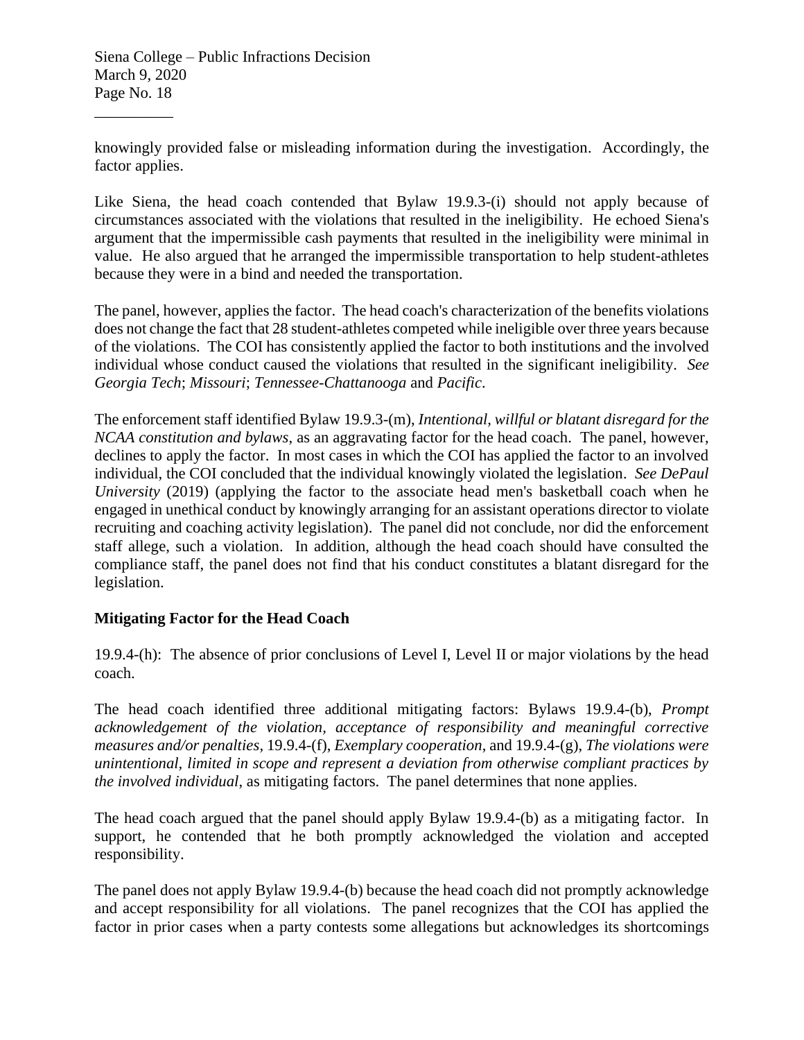knowingly provided false or misleading information during the investigation. Accordingly, the factor applies.

Like Siena, the head coach contended that Bylaw 19.9.3-(i) should not apply because of circumstances associated with the violations that resulted in the ineligibility. He echoed Siena's argument that the impermissible cash payments that resulted in the ineligibility were minimal in value. He also argued that he arranged the impermissible transportation to help student-athletes because they were in a bind and needed the transportation.

The panel, however, applies the factor. The head coach's characterization of the benefits violations does not change the fact that 28 student-athletes competed while ineligible over three years because of the violations. The COI has consistently applied the factor to both institutions and the involved individual whose conduct caused the violations that resulted in the significant ineligibility. *See Georgia Tech*; *Missouri*; *Tennessee-Chattanooga* and *Pacific*.

The enforcement staff identified Bylaw 19.9.3-(m), *Intentional, willful or blatant disregard for the NCAA constitution and bylaws*, as an aggravating factor for the head coach. The panel, however, declines to apply the factor. In most cases in which the COI has applied the factor to an involved individual, the COI concluded that the individual knowingly violated the legislation. *See DePaul University* (2019) (applying the factor to the associate head men's basketball coach when he engaged in unethical conduct by knowingly arranging for an assistant operations director to violate recruiting and coaching activity legislation). The panel did not conclude, nor did the enforcement staff allege, such a violation. In addition, although the head coach should have consulted the compliance staff, the panel does not find that his conduct constitutes a blatant disregard for the legislation.

**Mitigating Factor for the Head Coach**

19.9.4-(h): The absence of prior conclusions of Level I, Level II or major violations by the head coach.

The head coach identified three additional mitigating factors: Bylaws 19.9.4-(b), *Prompt acknowledgement of the violation, acceptance of responsibility and meaningful corrective measures and/or penalties*, 19.9.4-(f), *Exemplary cooperation*, and 19.9.4-(g), *The violations were unintentional, limited in scope and represent a deviation from otherwise compliant practices by the involved individual*, as mitigating factors. The panel determines that none applies.

The head coach argued that the panel should apply Bylaw 19.9.4-(b) as a mitigating factor. In support, he contended that he both promptly acknowledged the violation and accepted responsibility.

The panel does not apply Bylaw 19.9.4-(b) because the head coach did not promptly acknowledge and accept responsibility for all violations. The panel recognizes that the COI has applied the factor in prior cases when a party contests some allegations but acknowledges its shortcomings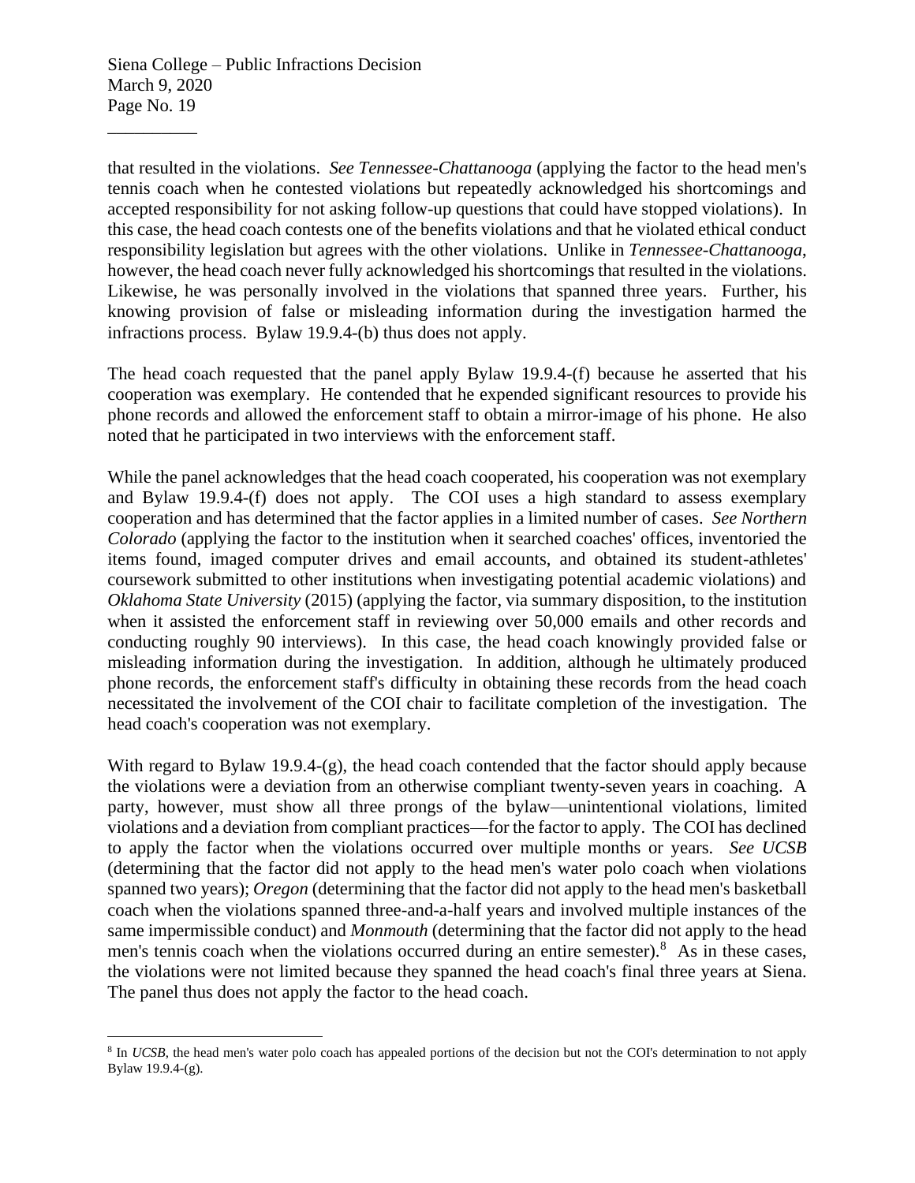that resulted in the violations. *See Tennessee-Chattanooga* (applying the factor to the head men's tennis coach when he contested violations but repeatedly acknowledged his shortcomings and accepted responsibility for not asking follow-up questions that could have stopped violations). In this case, the head coach contests one of the benefits violations and that he violated ethical conduct responsibility legislation but agrees with the other violations. Unlike in *Tennessee-Chattanooga*, however, the head coach never fully acknowledged his shortcomings that resulted in the violations. Likewise, he was personally involved in the violations that spanned three years. Further, his knowing provision of false or misleading information during the investigation harmed the infractions process. Bylaw 19.9.4-(b) thus does not apply.

The head coach requested that the panel apply Bylaw 19.9.4-(f) because he asserted that his cooperation was exemplary. He contended that he expended significant resources to provide his phone records and allowed the enforcement staff to obtain a mirror-image of his phone. He also noted that he participated in two interviews with the enforcement staff.

While the panel acknowledges that the head coach cooperated, his cooperation was not exemplary and Bylaw 19.9.4-(f) does not apply. The COI uses a high standard to assess exemplary cooperation and has determined that the factor applies in a limited number of cases. *See Northern Colorado* (applying the factor to the institution when it searched coaches' offices, inventoried the items found, imaged computer drives and email accounts, and obtained its student-athletes' coursework submitted to other institutions when investigating potential academic violations) and *Oklahoma State University* (2015) (applying the factor, via summary disposition, to the institution when it assisted the enforcement staff in reviewing over 50,000 emails and other records and conducting roughly 90 interviews). In this case, the head coach knowingly provided false or misleading information during the investigation. In addition, although he ultimately produced phone records, the enforcement staff's difficulty in obtaining these records from the head coach necessitated the involvement of the COI chair to facilitate completion of the investigation. The head coach's cooperation was not exemplary.

With regard to Bylaw 19.9.4-(g), the head coach contended that the factor should apply because the violations were a deviation from an otherwise compliant twenty-seven years in coaching. A party, however, must show all three prongs of the bylaw—unintentional violations, limited violations and a deviation from compliant practices—for the factor to apply. The COI has declined to apply the factor when the violations occurred over multiple months or years. *See UCSB* (determining that the factor did not apply to the head men's water polo coach when violations spanned two years); *Oregon* (determining that the factor did not apply to the head men's basketball coach when the violations spanned three-and-a-half years and involved multiple instances of the same impermissible conduct) and *Monmouth* (determining that the factor did not apply to the head men's tennis coach when the violations occurred during an entire semester).[8] As in these cases, the violations were not limited because they spanned the head coach's final three years at Siena. The panel thus does not apply the factor to the head coach.

[8] In *UCSB*, the head men's water polo coach has appealed portions of the decision but not the COI's determination to not apply Bylaw 19.9.4-(g).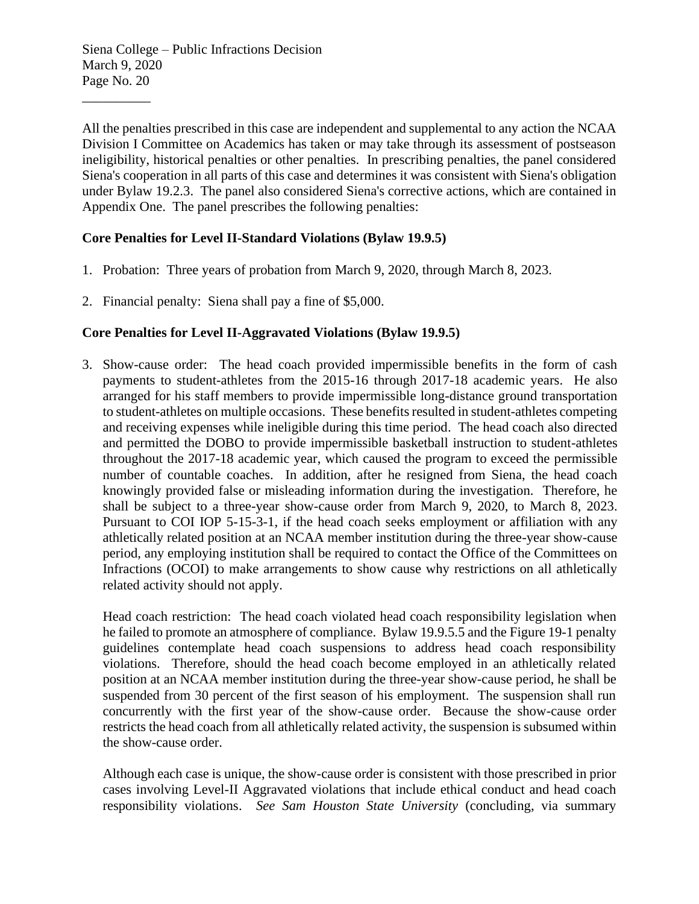All the penalties prescribed in this case are independent and supplemental to any action the NCAA Division I Committee on Academics has taken or may take through its assessment of postseason ineligibility, historical penalties or other penalties. In prescribing penalties, the panel considered Siena's cooperation in all parts of this case and determines it was consistent with Siena's obligation under Bylaw 19.2.3. The panel also considered Siena's corrective actions, which are contained in Appendix One. The panel prescribes the following penalties:

**Core Penalties for Level II-Standard Violations (Bylaw 19.9.5)**

1. Probation: Three years of probation from March 9, 2020, through March 8, 2023.

2. Financial penalty: Siena shall pay a fine of $5,000.

**Core Penalties for Level II-Aggravated Violations (Bylaw 19.9.5)**

3. Show-cause order: The head coach provided impermissible benefits in the form of cash payments to student-athletes from the 2015-16 through 2017-18 academic years. He also arranged for his staff members to provide impermissible long-distance ground transportation to student-athletes on multiple occasions. These benefits resulted in student-athletes competing and receiving expenses while ineligible during this time period. The head coach also directed and permitted the DOBO to provide impermissible basketball instruction to student-athletes throughout the 2017-18 academic year, which caused the program to exceed the permissible number of countable coaches. In addition, after he resigned from Siena, the head coach knowingly provided false or misleading information during the investigation. Therefore, he shall be subject to a three-year show-cause order from March 9, 2020, to March 8, 2023. Pursuant to COI IOP 5-15-3-1, if the head coach seeks employment or affiliation with any athletically related position at an NCAA member institution during the three-year show-cause period, any employing institution shall be required to contact the Office of the Committees on Infractions (OCOI) to make arrangements to show cause why restrictions on all athletically related activity should not apply.

   Head coach restriction: The head coach violated head coach responsibility legislation when he failed to promote an atmosphere of compliance. Bylaw 19.9.5.5 and the Figure 19-1 penalty guidelines contemplate head coach suspensions to address head coach responsibility violations. Therefore, should the head coach become employed in an athletically related position at an NCAA member institution during the three-year show-cause period, he shall be suspended from 30 percent of the first season of his employment. The suspension shall run concurrently with the first year of the show-cause order. Because the show-cause order restricts the head coach from all athletically related activity, the suspension is subsumed within the show-cause order.

   Although each case is unique, the show-cause order is consistent with those prescribed in prior cases involving Level-II Aggravated violations that include ethical conduct and head coach responsibility violations. *See Sam Houston State University* (concluding, via summary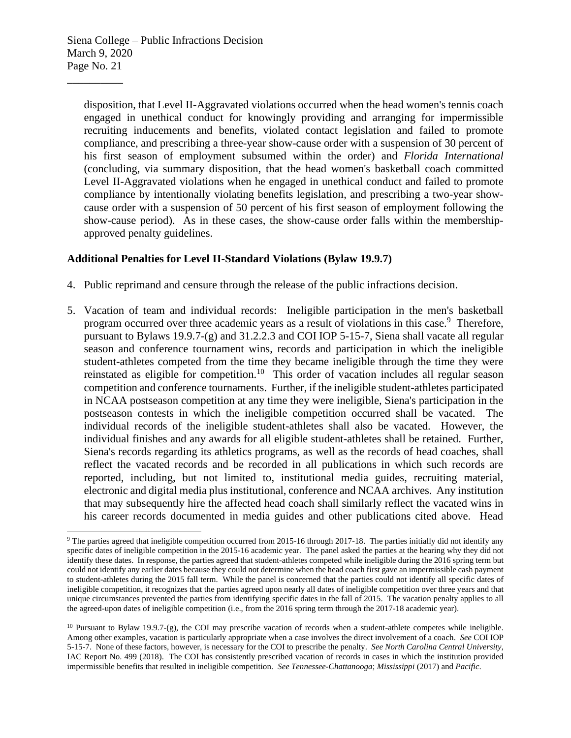disposition, that Level II-Aggravated violations occurred when the head women's tennis coach engaged in unethical conduct for knowingly providing and arranging for impermissible recruiting inducements and benefits, violated contact legislation and failed to promote compliance, and prescribing a three-year show-cause order with a suspension of 30 percent of his first season of employment subsumed within the order) and *Florida International* (concluding, via summary disposition, that the head women's basketball coach committed Level II-Aggravated violations when he engaged in unethical conduct and failed to promote compliance by intentionally violating benefits legislation, and prescribing a two-year show-cause order with a suspension of 50 percent of his first season of employment following the show-cause period). As in these cases, the show-cause order falls within the membership-approved penalty guidelines.

**Additional Penalties for Level II-Standard Violations (Bylaw 19.9.7)**

4. Public reprimand and censure through the release of the public infractions decision.

5. Vacation of team and individual records: Ineligible participation in the men's basketball program occurred over three academic years as a result of violations in this case.[9] Therefore, pursuant to Bylaws 19.9.7-(g) and 31.2.2.3 and COI IOP 5-15-7, Siena shall vacate all regular season and conference tournament wins, records and participation in which the ineligible student-athletes competed from the time they became ineligible through the time they were reinstated as eligible for competition.[10] This order of vacation includes all regular season competition and conference tournaments. Further, if the ineligible student-athletes participated in NCAA postseason competition at any time they were ineligible, Siena's participation in the postseason contests in which the ineligible competition occurred shall be vacated. The individual records of the ineligible student-athletes shall also be vacated. However, the individual finishes and any awards for all eligible student-athletes shall be retained. Further, Siena's records regarding its athletics programs, as well as the records of head coaches, shall reflect the vacated records and be recorded in all publications in which such records are reported, including, but not limited to, institutional media guides, recruiting material, electronic and digital media plus institutional, conference and NCAA archives. Any institution that may subsequently hire the affected head coach shall similarly reflect the vacated wins in his career records documented in media guides and other publications cited above. Head

---

[9] The parties agreed that ineligible competition occurred from 2015-16 through 2017-18. The parties initially did not identify any specific dates of ineligible competition in the 2015-16 academic year. The panel asked the parties at the hearing why they did not identify these dates. In response, the parties agreed that student-athletes competed while ineligible during the 2016 spring term but could not identify any earlier dates because they could not determine when the head coach first gave an impermissible cash payment to student-athletes during the 2015 fall term. While the panel is concerned that the parties could not identify all specific dates of ineligible competition, it recognizes that the parties agreed upon nearly all dates of ineligible competition over three years and that unique circumstances prevented the parties from identifying specific dates in the fall of 2015. The vacation penalty applies to all the agreed-upon dates of ineligible competition (i.e., from the 2016 spring term through the 2017-18 academic year).

[10] Pursuant to Bylaw 19.9.7-(g), the COI may prescribe vacation of records when a student-athlete competes while ineligible. Among other examples, vacation is particularly appropriate when a case involves the direct involvement of a coach. *See* COI IOP 5-15-7. None of these factors, however, is necessary for the COI to prescribe the penalty. *See North Carolina Central University*, IAC Report No. 499 (2018). The COI has consistently prescribed vacation of records in cases in which the institution provided impermissible benefits that resulted in ineligible competition. *See Tennessee-Chattanooga*; *Mississippi* (2017) and *Pacific*.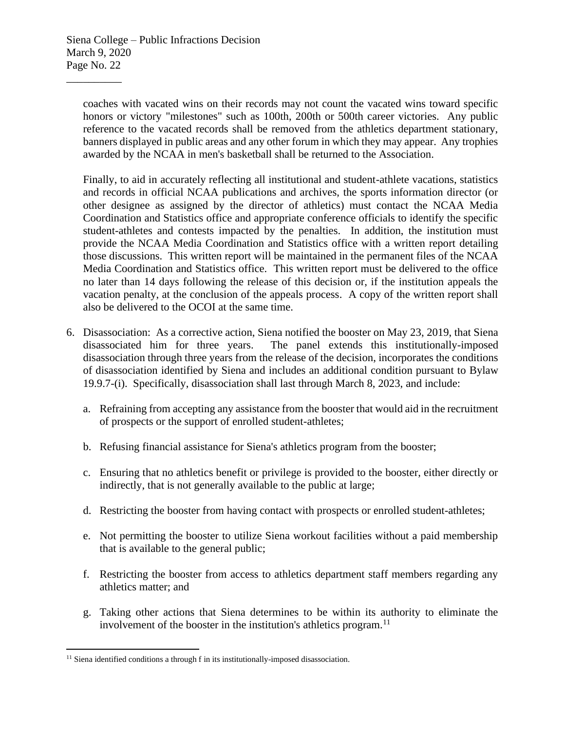coaches with vacated wins on their records may not count the vacated wins toward specific honors or victory "milestones" such as 100th, 200th or 500th career victories. Any public reference to the vacated records shall be removed from the athletics department stationary, banners displayed in public areas and any other forum in which they may appear. Any trophies awarded by the NCAA in men's basketball shall be returned to the Association.

Finally, to aid in accurately reflecting all institutional and student-athlete vacations, statistics and records in official NCAA publications and archives, the sports information director (or other designee as assigned by the director of athletics) must contact the NCAA Media Coordination and Statistics office and appropriate conference officials to identify the specific student-athletes and contests impacted by the penalties. In addition, the institution must provide the NCAA Media Coordination and Statistics office with a written report detailing those discussions. This written report will be maintained in the permanent files of the NCAA Media Coordination and Statistics office. This written report must be delivered to the office no later than 14 days following the release of this decision or, if the institution appeals the vacation penalty, at the conclusion of the appeals process. A copy of the written report shall also be delivered to the OCOI at the same time.

6. Disassociation: As a corrective action, Siena notified the booster on May 23, 2019, that Siena disassociated him for three years. The panel extends this institutionally-imposed disassociation through three years from the release of the decision, incorporates the conditions of disassociation identified by Siena and includes an additional condition pursuant to Bylaw 19.9.7-(i). Specifically, disassociation shall last through March 8, 2023, and include:

   a. Refraining from accepting any assistance from the booster that would aid in the recruitment of prospects or the support of enrolled student-athletes;

   b. Refusing financial assistance for Siena's athletics program from the booster;

   c. Ensuring that no athletics benefit or privilege is provided to the booster, either directly or indirectly, that is not generally available to the public at large;

   d. Restricting the booster from having contact with prospects or enrolled student-athletes;

   e. Not permitting the booster to utilize Siena workout facilities without a paid membership that is available to the general public;

   f. Restricting the booster from access to athletics department staff members regarding any athletics matter; and

   g. Taking other actions that Siena determines to be within its authority to eliminate the involvement of the booster in the institution's athletics program.[11]

---

[11] Siena identified conditions a through f in its institutionally-imposed disassociation.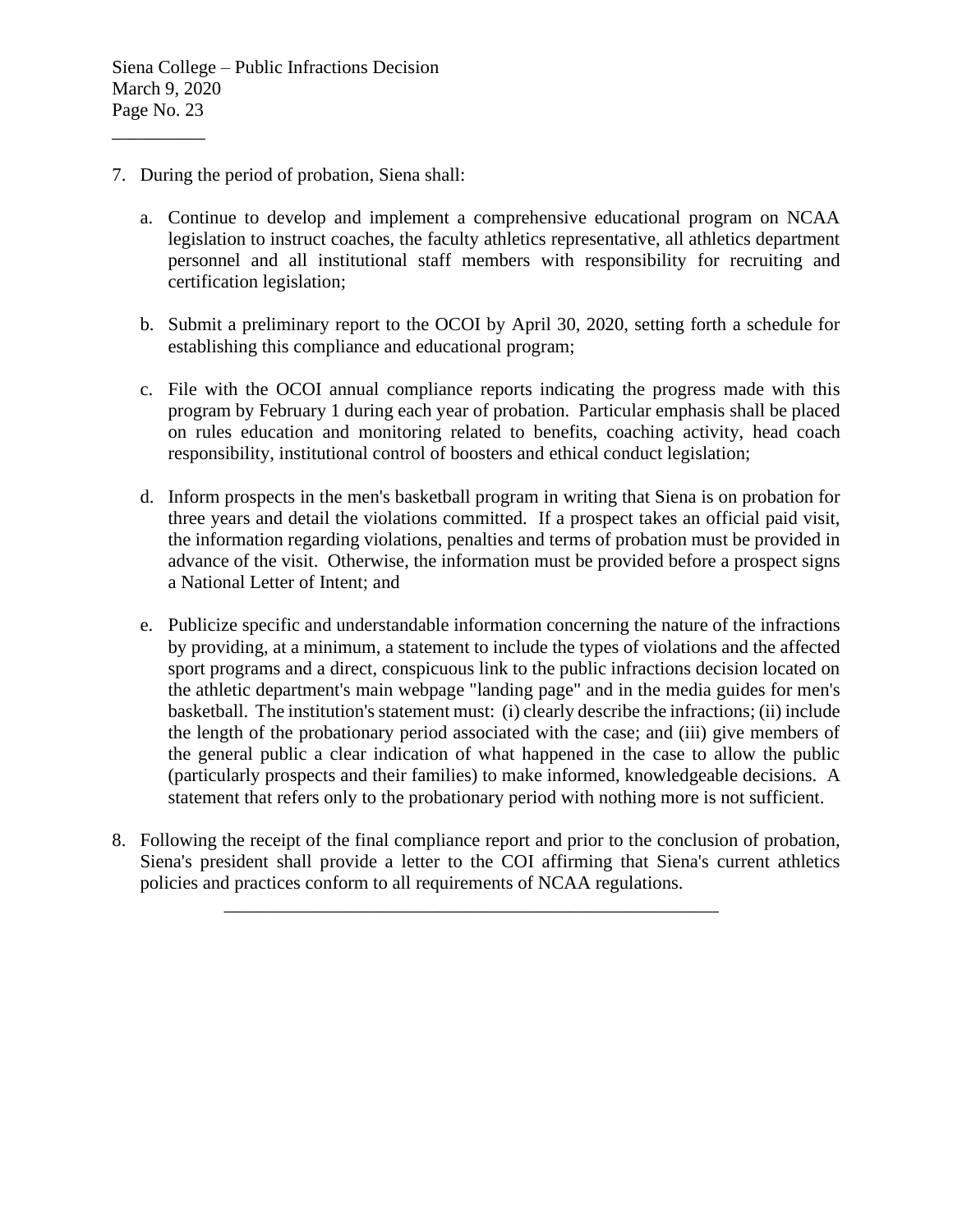7. During the period of probation, Siena shall:

   a. Continue to develop and implement a comprehensive educational program on NCAA legislation to instruct coaches, the faculty athletics representative, all athletics department personnel and all institutional staff members with responsibility for recruiting and certification legislation;

   b. Submit a preliminary report to the OCOI by April 30, 2020, setting forth a schedule for establishing this compliance and educational program;

   c. File with the OCOI annual compliance reports indicating the progress made with this program by February 1 during each year of probation. Particular emphasis shall be placed on rules education and monitoring related to benefits, coaching activity, head coach responsibility, institutional control of boosters and ethical conduct legislation;

   d. Inform prospects in the men's basketball program in writing that Siena is on probation for three years and detail the violations committed. If a prospect takes an official paid visit, the information regarding violations, penalties and terms of probation must be provided in advance of the visit. Otherwise, the information must be provided before a prospect signs a National Letter of Intent; and

   e. Publicize specific and understandable information concerning the nature of the infractions by providing, at a minimum, a statement to include the types of violations and the affected sport programs and a direct, conspicuous link to the public infractions decision located on the athletic department's main webpage "landing page" and in the media guides for men's basketball. The institution's statement must: (i) clearly describe the infractions; (ii) include the length of the probationary period associated with the case; and (iii) give members of the general public a clear indication of what happened in the case to allow the public (particularly prospects and their families) to make informed, knowledgeable decisions. A statement that refers only to the probationary period with nothing more is not sufficient.

8. Following the receipt of the final compliance report and prior to the conclusion of probation, Siena's president shall provide a letter to the COI affirming that Siena's current athletics policies and practices conform to all requirements of NCAA regulations.

---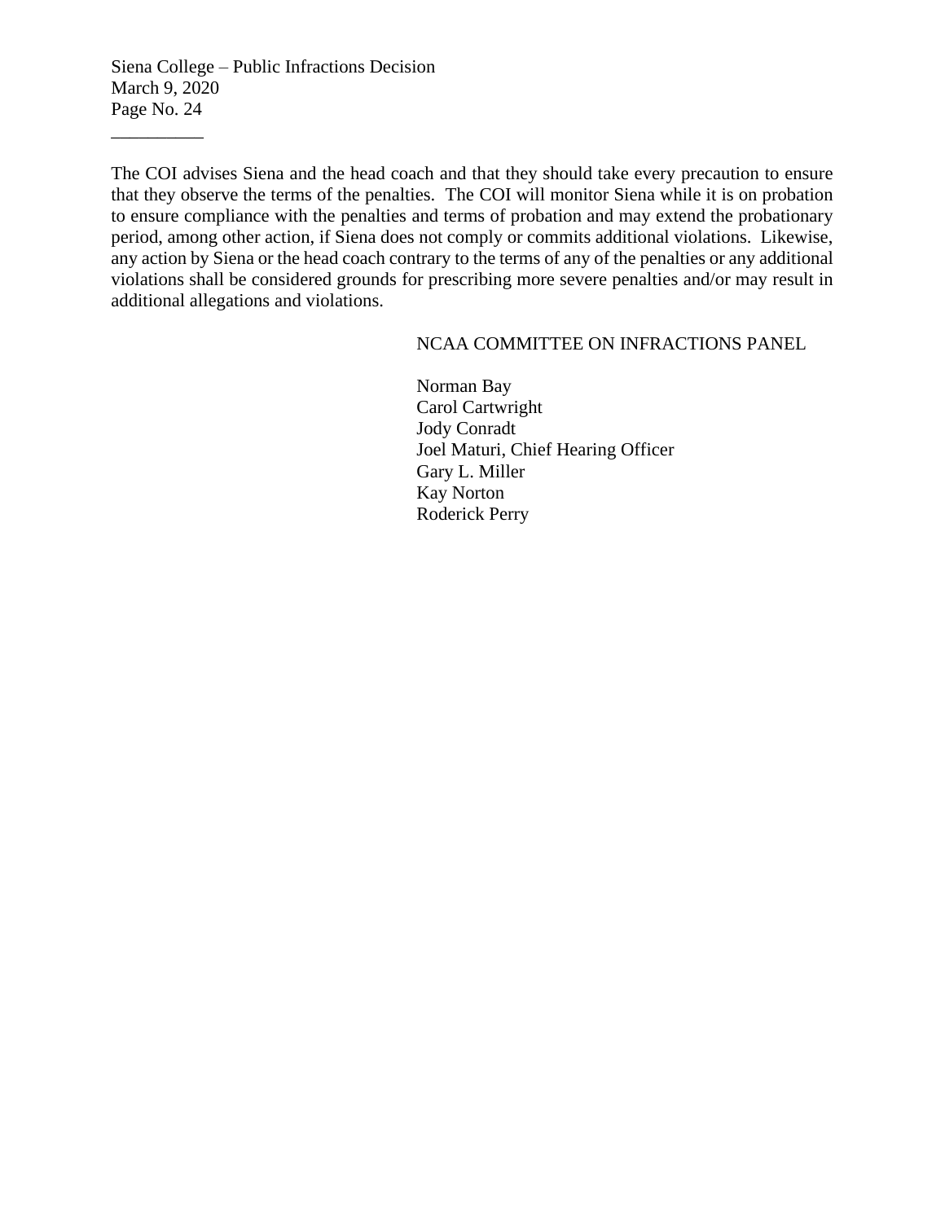The COI advises Siena and the head coach and that they should take every precaution to ensure that they observe the terms of the penalties. The COI will monitor Siena while it is on probation to ensure compliance with the penalties and terms of probation and may extend the probationary period, among other action, if Siena does not comply or commits additional violations. Likewise, any action by Siena or the head coach contrary to the terms of any of the penalties or any additional violations shall be considered grounds for prescribing more severe penalties and/or may result in additional allegations and violations.

NCAA COMMITTEE ON INFRACTIONS PANEL

Norman Bay
Carol Cartwright
Jody Conradt
Joel Maturi, Chief Hearing Officer
Gary L. Miller
Kay Norton
Roderick Perry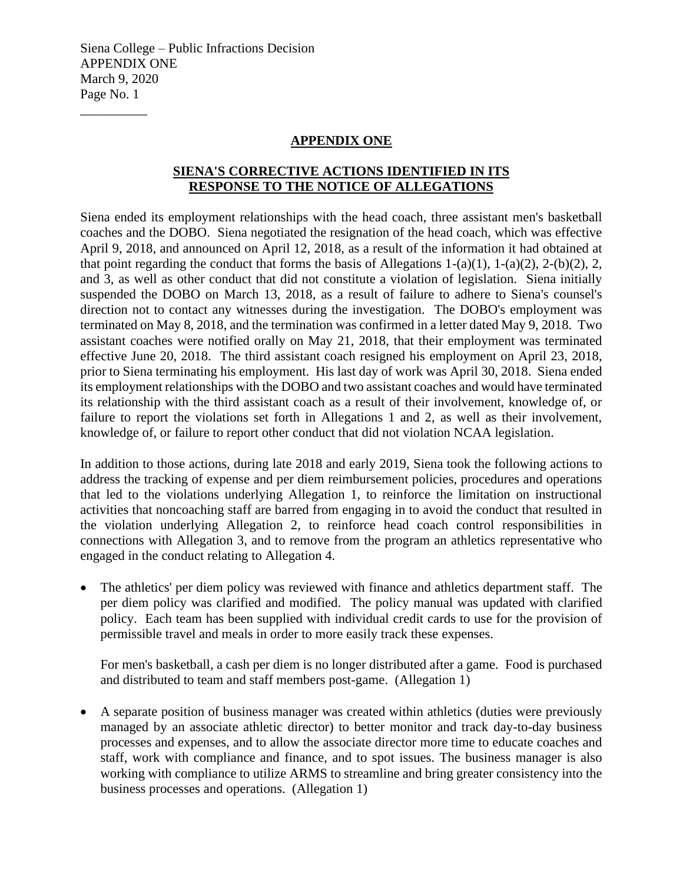## APPENDIX ONE

## SIENA'S CORRECTIVE ACTIONS IDENTIFIED IN ITS RESPONSE TO THE NOTICE OF ALLEGATIONS

Siena ended its employment relationships with the head coach, three assistant men's basketball coaches and the DOBO. Siena negotiated the resignation of the head coach, which was effective April 9, 2018, and announced on April 12, 2018, as a result of the information it had obtained at that point regarding the conduct that forms the basis of Allegations 1-(a)(1), 1-(a)(2), 2-(b)(2), 2, and 3, as well as other conduct that did not constitute a violation of legislation. Siena initially suspended the DOBO on March 13, 2018, as a result of failure to adhere to Siena's counsel's direction not to contact any witnesses during the investigation. The DOBO's employment was terminated on May 8, 2018, and the termination was confirmed in a letter dated May 9, 2018. Two assistant coaches were notified orally on May 21, 2018, that their employment was terminated effective June 20, 2018. The third assistant coach resigned his employment on April 23, 2018, prior to Siena terminating his employment. His last day of work was April 30, 2018. Siena ended its employment relationships with the DOBO and two assistant coaches and would have terminated its relationship with the third assistant coach as a result of their involvement, knowledge of, or failure to report the violations set forth in Allegations 1 and 2, as well as their involvement, knowledge of, or failure to report other conduct that did not violation NCAA legislation.

In addition to those actions, during late 2018 and early 2019, Siena took the following actions to address the tracking of expense and per diem reimbursement policies, procedures and operations that led to the violations underlying Allegation 1, to reinforce the limitation on instructional activities that noncoaching staff are barred from engaging in to avoid the conduct that resulted in the violation underlying Allegation 2, to reinforce head coach control responsibilities in connections with Allegation 3, and to remove from the program an athletics representative who engaged in the conduct relating to Allegation 4.

- The athletics' per diem policy was reviewed with finance and athletics department staff. The per diem policy was clarified and modified. The policy manual was updated with clarified policy. Each team has been supplied with individual credit cards to use for the provision of permissible travel and meals in order to more easily track these expenses.

  For men's basketball, a cash per diem is no longer distributed after a game. Food is purchased and distributed to team and staff members post-game. (Allegation 1)

- A separate position of business manager was created within athletics (duties were previously managed by an associate athletic director) to better monitor and track day-to-day business processes and expenses, and to allow the associate director more time to educate coaches and staff, work with compliance and finance, and to spot issues. The business manager is also working with compliance to utilize ARMS to streamline and bring greater consistency into the business processes and operations. (Allegation 1)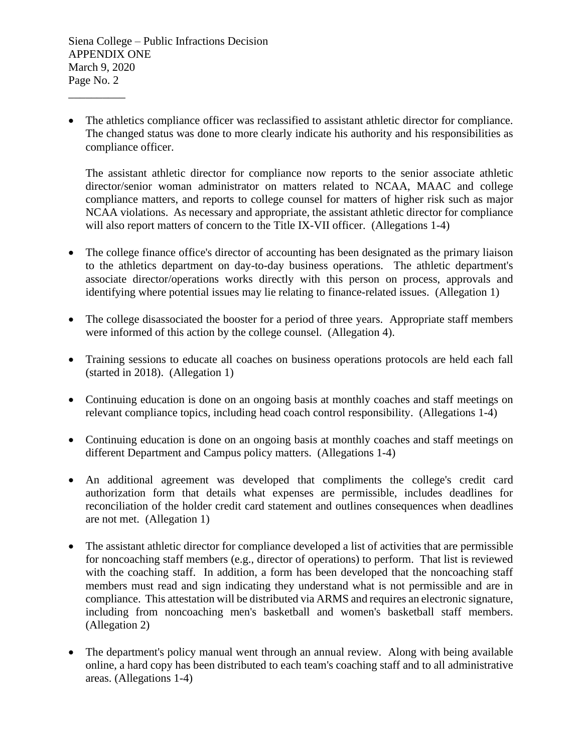- The athletics compliance officer was reclassified to assistant athletic director for compliance. The changed status was done to more clearly indicate his authority and his responsibilities as compliance officer.

  The assistant athletic director for compliance now reports to the senior associate athletic director/senior woman administrator on matters related to NCAA, MAAC and college compliance matters, and reports to college counsel for matters of higher risk such as major NCAA violations. As necessary and appropriate, the assistant athletic director for compliance will also report matters of concern to the Title IX-VII officer. (Allegations 1-4)

- The college finance office's director of accounting has been designated as the primary liaison to the athletics department on day-to-day business operations. The athletic department's associate director/operations works directly with this person on process, approvals and identifying where potential issues may lie relating to finance-related issues. (Allegation 1)

- The college disassociated the booster for a period of three years. Appropriate staff members were informed of this action by the college counsel. (Allegation 4).

- Training sessions to educate all coaches on business operations protocols are held each fall (started in 2018). (Allegation 1)

- Continuing education is done on an ongoing basis at monthly coaches and staff meetings on relevant compliance topics, including head coach control responsibility. (Allegations 1-4)

- Continuing education is done on an ongoing basis at monthly coaches and staff meetings on different Department and Campus policy matters. (Allegations 1-4)

- An additional agreement was developed that compliments the college's credit card authorization form that details what expenses are permissible, includes deadlines for reconciliation of the holder credit card statement and outlines consequences when deadlines are not met. (Allegation 1)

- The assistant athletic director for compliance developed a list of activities that are permissible for noncoaching staff members (e.g., director of operations) to perform. That list is reviewed with the coaching staff. In addition, a form has been developed that the noncoaching staff members must read and sign indicating they understand what is not permissible and are in compliance. This attestation will be distributed via ARMS and requires an electronic signature, including from noncoaching men's basketball and women's basketball staff members. (Allegation 2)

- The department's policy manual went through an annual review. Along with being available online, a hard copy has been distributed to each team's coaching staff and to all administrative areas. (Allegations 1-4)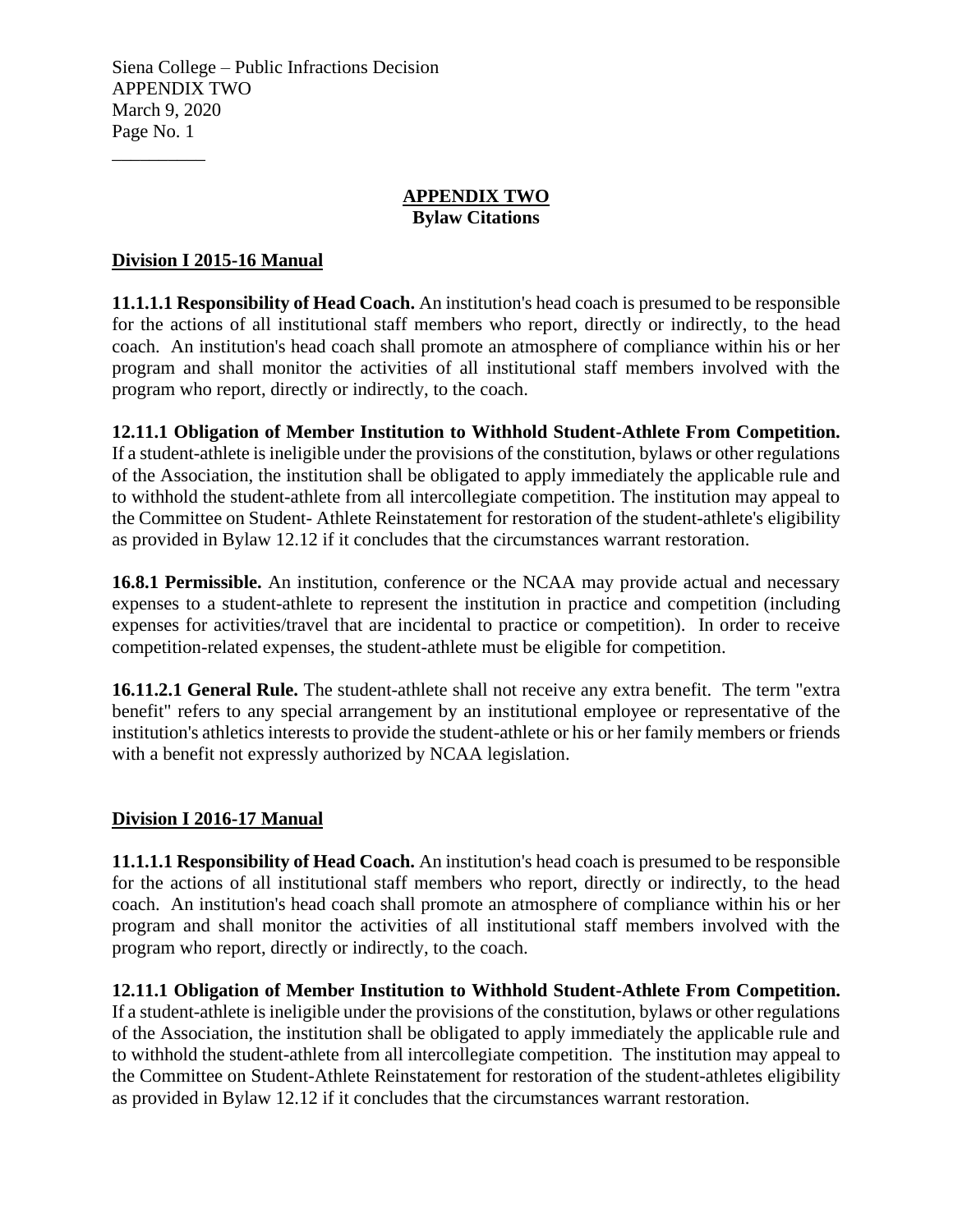## APPENDIX TWO
**Bylaw Citations**

**Division I 2015-16 Manual**

**11.1.1.1 Responsibility of Head Coach.** An institution's head coach is presumed to be responsible for the actions of all institutional staff members who report, directly or indirectly, to the head coach. An institution's head coach shall promote an atmosphere of compliance within his or her program and shall monitor the activities of all institutional staff members involved with the program who report, directly or indirectly, to the coach.

**12.11.1 Obligation of Member Institution to Withhold Student-Athlete From Competition.** If a student-athlete is ineligible under the provisions of the constitution, bylaws or other regulations of the Association, the institution shall be obligated to apply immediately the applicable rule and to withhold the student-athlete from all intercollegiate competition. The institution may appeal to the Committee on Student- Athlete Reinstatement for restoration of the student-athlete's eligibility as provided in Bylaw 12.12 if it concludes that the circumstances warrant restoration.

**16.8.1 Permissible.** An institution, conference or the NCAA may provide actual and necessary expenses to a student-athlete to represent the institution in practice and competition (including expenses for activities/travel that are incidental to practice or competition). In order to receive competition-related expenses, the student-athlete must be eligible for competition.

**16.11.2.1 General Rule.** The student-athlete shall not receive any extra benefit. The term "extra benefit" refers to any special arrangement by an institutional employee or representative of the institution's athletics interests to provide the student-athlete or his or her family members or friends with a benefit not expressly authorized by NCAA legislation.

**Division I 2016-17 Manual**

**11.1.1.1 Responsibility of Head Coach.** An institution's head coach is presumed to be responsible for the actions of all institutional staff members who report, directly or indirectly, to the head coach. An institution's head coach shall promote an atmosphere of compliance within his or her program and shall monitor the activities of all institutional staff members involved with the program who report, directly or indirectly, to the coach.

**12.11.1 Obligation of Member Institution to Withhold Student-Athlete From Competition.** If a student-athlete is ineligible under the provisions of the constitution, bylaws or other regulations of the Association, the institution shall be obligated to apply immediately the applicable rule and to withhold the student-athlete from all intercollegiate competition. The institution may appeal to the Committee on Student-Athlete Reinstatement for restoration of the student-athletes eligibility as provided in Bylaw 12.12 if it concludes that the circumstances warrant restoration.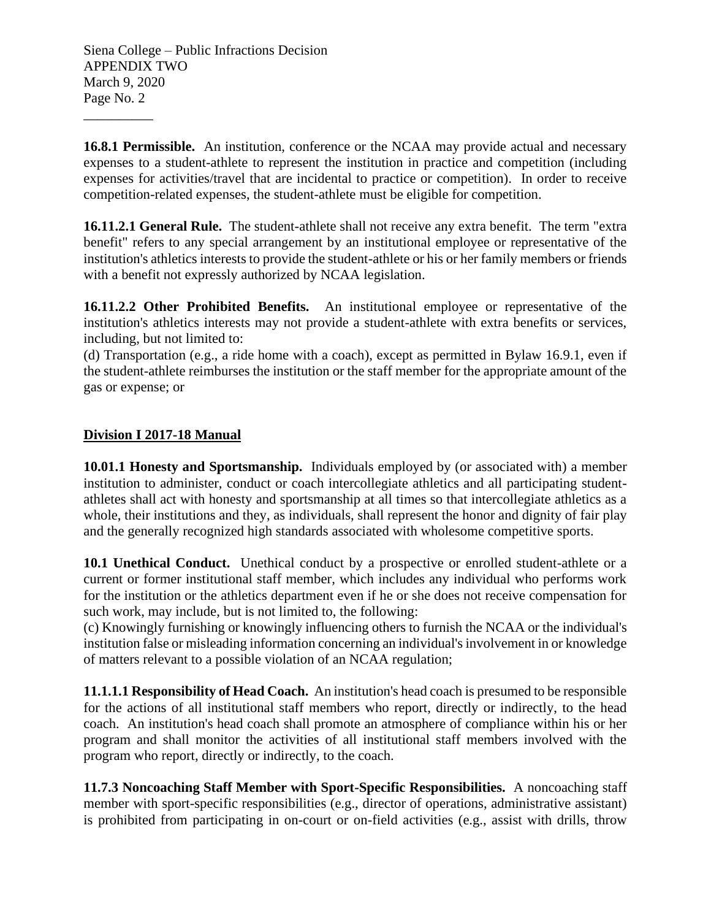**16.8.1 Permissible.** An institution, conference or the NCAA may provide actual and necessary expenses to a student-athlete to represent the institution in practice and competition (including expenses for activities/travel that are incidental to practice or competition). In order to receive competition-related expenses, the student-athlete must be eligible for competition.

**16.11.2.1 General Rule.** The student-athlete shall not receive any extra benefit. The term "extra benefit" refers to any special arrangement by an institutional employee or representative of the institution's athletics interests to provide the student-athlete or his or her family members or friends with a benefit not expressly authorized by NCAA legislation.

**16.11.2.2 Other Prohibited Benefits.** An institutional employee or representative of the institution's athletics interests may not provide a student-athlete with extra benefits or services, including, but not limited to:

(d) Transportation (e.g., a ride home with a coach), except as permitted in Bylaw 16.9.1, even if the student-athlete reimburses the institution or the staff member for the appropriate amount of the gas or expense; or

## Division I 2017-18 Manual

**10.01.1 Honesty and Sportsmanship.** Individuals employed by (or associated with) a member institution to administer, conduct or coach intercollegiate athletics and all participating student-athletes shall act with honesty and sportsmanship at all times so that intercollegiate athletics as a whole, their institutions and they, as individuals, shall represent the honor and dignity of fair play and the generally recognized high standards associated with wholesome competitive sports.

**10.1 Unethical Conduct.** Unethical conduct by a prospective or enrolled student-athlete or a current or former institutional staff member, which includes any individual who performs work for the institution or the athletics department even if he or she does not receive compensation for such work, may include, but is not limited to, the following:

(c) Knowingly furnishing or knowingly influencing others to furnish the NCAA or the individual's institution false or misleading information concerning an individual's involvement in or knowledge of matters relevant to a possible violation of an NCAA regulation;

**11.1.1.1 Responsibility of Head Coach.** An institution's head coach is presumed to be responsible for the actions of all institutional staff members who report, directly or indirectly, to the head coach. An institution's head coach shall promote an atmosphere of compliance within his or her program and shall monitor the activities of all institutional staff members involved with the program who report, directly or indirectly, to the coach.

**11.7.3 Noncoaching Staff Member with Sport-Specific Responsibilities.** A noncoaching staff member with sport-specific responsibilities (e.g., director of operations, administrative assistant) is prohibited from participating in on-court or on-field activities (e.g., assist with drills, throw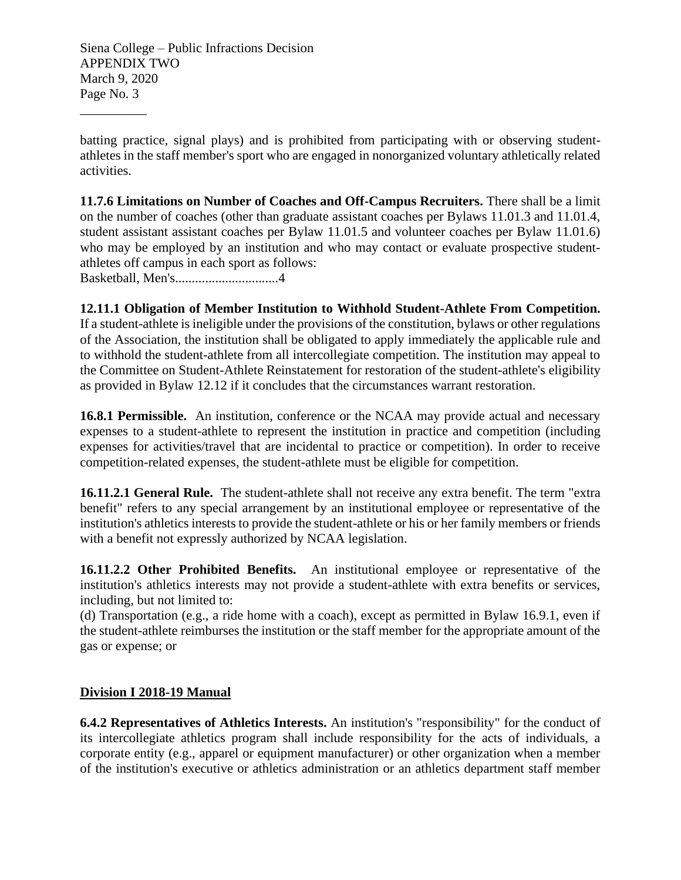batting practice, signal plays) and is prohibited from participating with or observing student-athletes in the staff member's sport who are engaged in nonorganized voluntary athletically related activities.

**11.7.6 Limitations on Number of Coaches and Off-Campus Recruiters.** There shall be a limit on the number of coaches (other than graduate assistant coaches per Bylaws 11.01.3 and 11.01.4, student assistant assistant coaches per Bylaw 11.01.5 and volunteer coaches per Bylaw 11.01.6) who may be employed by an institution and who may contact or evaluate prospective student-athletes off campus in each sport as follows:
Basketball, Men's...............................4

**12.11.1 Obligation of Member Institution to Withhold Student-Athlete From Competition.** If a student-athlete is ineligible under the provisions of the constitution, bylaws or other regulations of the Association, the institution shall be obligated to apply immediately the applicable rule and to withhold the student-athlete from all intercollegiate competition. The institution may appeal to the Committee on Student-Athlete Reinstatement for restoration of the student-athlete's eligibility as provided in Bylaw 12.12 if it concludes that the circumstances warrant restoration.

**16.8.1 Permissible.** An institution, conference or the NCAA may provide actual and necessary expenses to a student-athlete to represent the institution in practice and competition (including expenses for activities/travel that are incidental to practice or competition). In order to receive competition-related expenses, the student-athlete must be eligible for competition.

**16.11.2.1 General Rule.** The student-athlete shall not receive any extra benefit. The term "extra benefit" refers to any special arrangement by an institutional employee or representative of the institution's athletics interests to provide the student-athlete or his or her family members or friends with a benefit not expressly authorized by NCAA legislation.

**16.11.2.2 Other Prohibited Benefits.** An institutional employee or representative of the institution's athletics interests may not provide a student-athlete with extra benefits or services, including, but not limited to:
(d) Transportation (e.g., a ride home with a coach), except as permitted in Bylaw 16.9.1, even if the student-athlete reimburses the institution or the staff member for the appropriate amount of the gas or expense; or

**Division I 2018-19 Manual**

**6.4.2 Representatives of Athletics Interests.** An institution's "responsibility" for the conduct of its intercollegiate athletics program shall include responsibility for the acts of individuals, a corporate entity (e.g., apparel or equipment manufacturer) or other organization when a member of the institution's executive or athletics administration or an athletics department staff member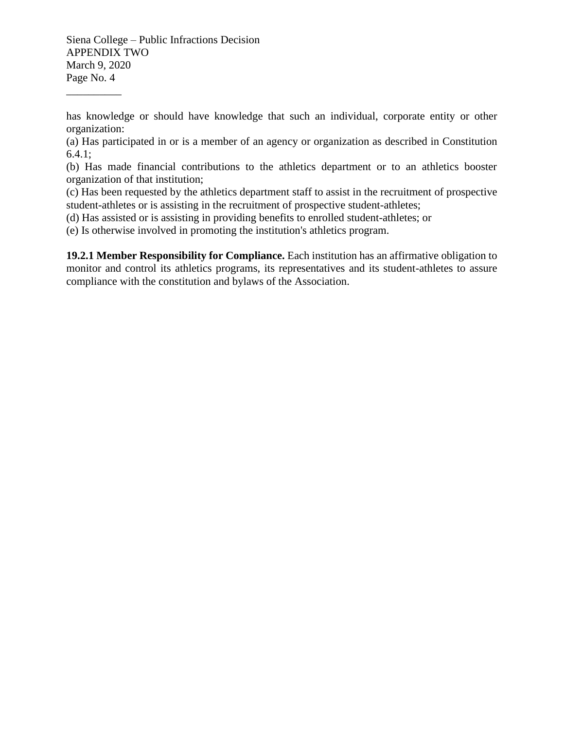has knowledge or should have knowledge that such an individual, corporate entity or other organization:

(a) Has participated in or is a member of an agency or organization as described in Constitution 6.4.1;

(b) Has made financial contributions to the athletics department or to an athletics booster organization of that institution;

(c) Has been requested by the athletics department staff to assist in the recruitment of prospective student-athletes or is assisting in the recruitment of prospective student-athletes;

(d) Has assisted or is assisting in providing benefits to enrolled student-athletes; or

(e) Is otherwise involved in promoting the institution's athletics program.

**19.2.1 Member Responsibility for Compliance.** Each institution has an affirmative obligation to monitor and control its athletics programs, its representatives and its student-athletes to assure compliance with the constitution and bylaws of the Association.